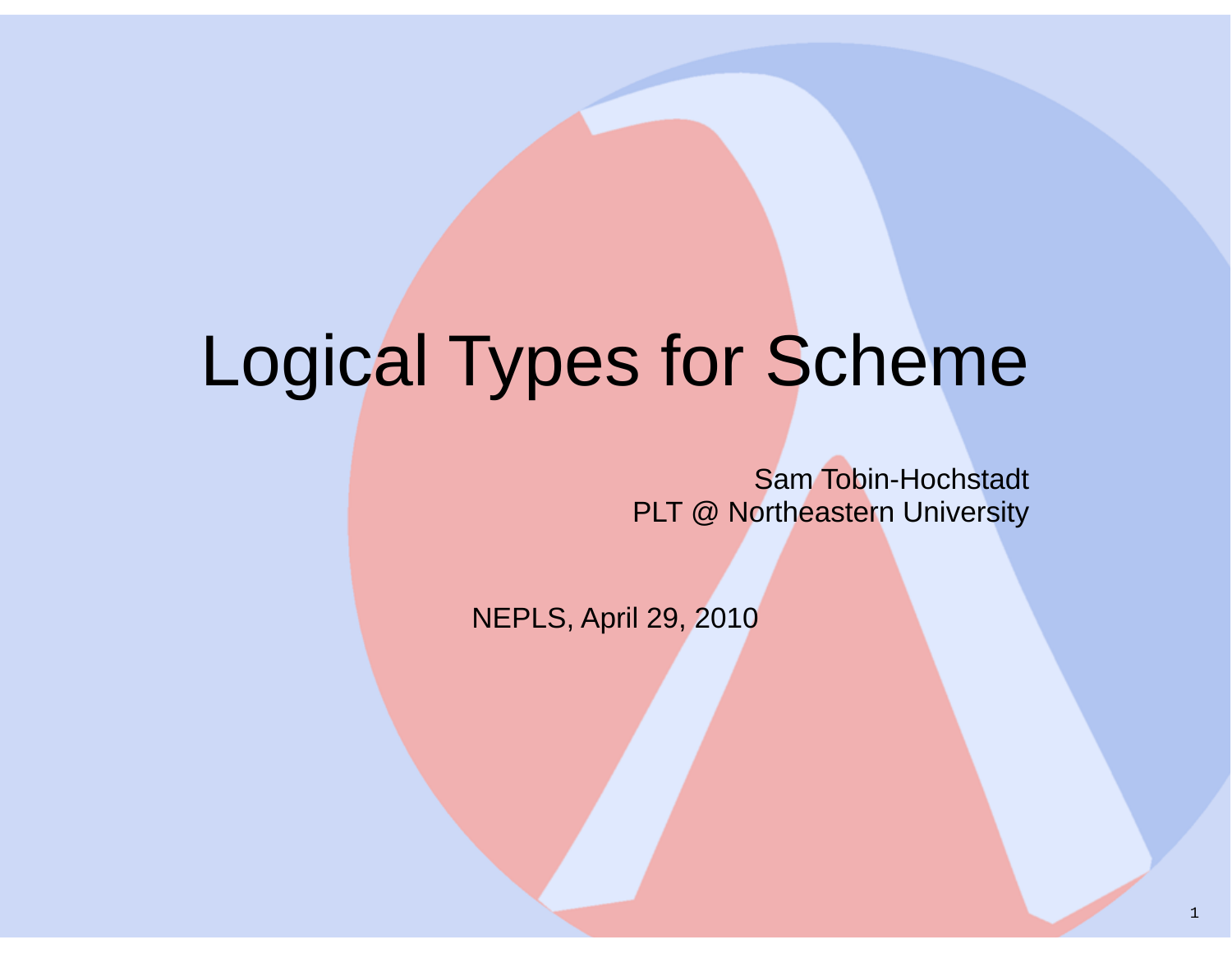# Logical Types for Scheme

Sam Tobin-Hochstadt
PLT @ Northeastern University

NEPLS, April 29, 2010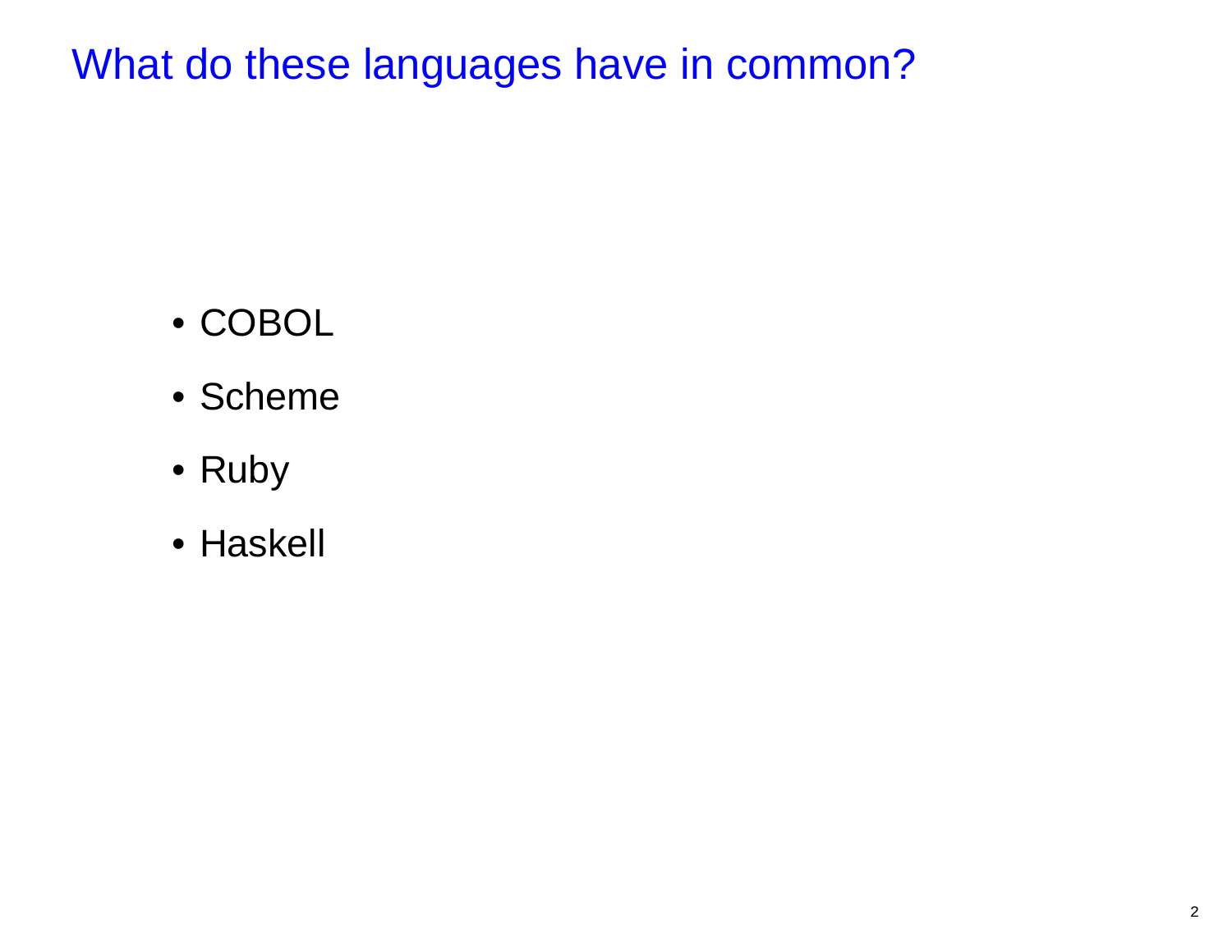# What do these languages have in common?

- COBOL
- Scheme
- Ruby
- Haskell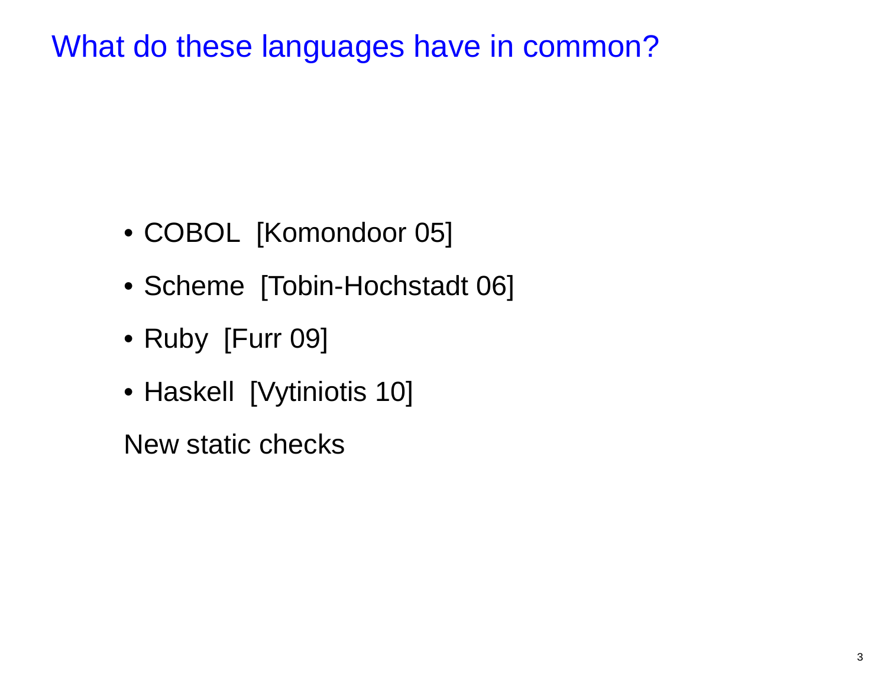# What do these languages have in common?

- COBOL [Komondoor 05]
- Scheme [Tobin-Hochstadt 06]
- Ruby [Furr 09]
- Haskell [Vytiniotis 10]

New static checks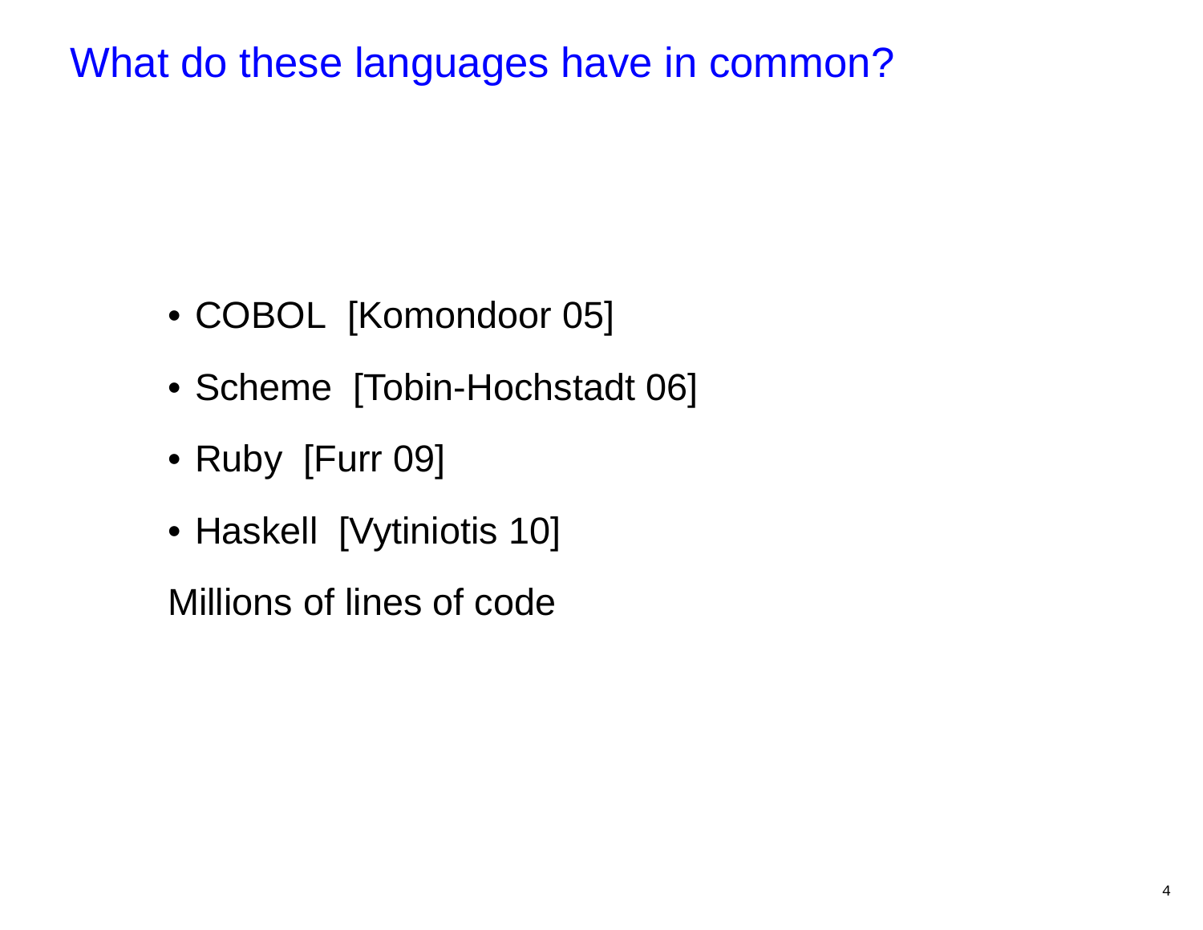# What do these languages have in common?

- COBOL [Komondoor 05]
- Scheme [Tobin-Hochstadt 06]
- Ruby [Furr 09]
- Haskell [Vytiniotis 10]

Millions of lines of code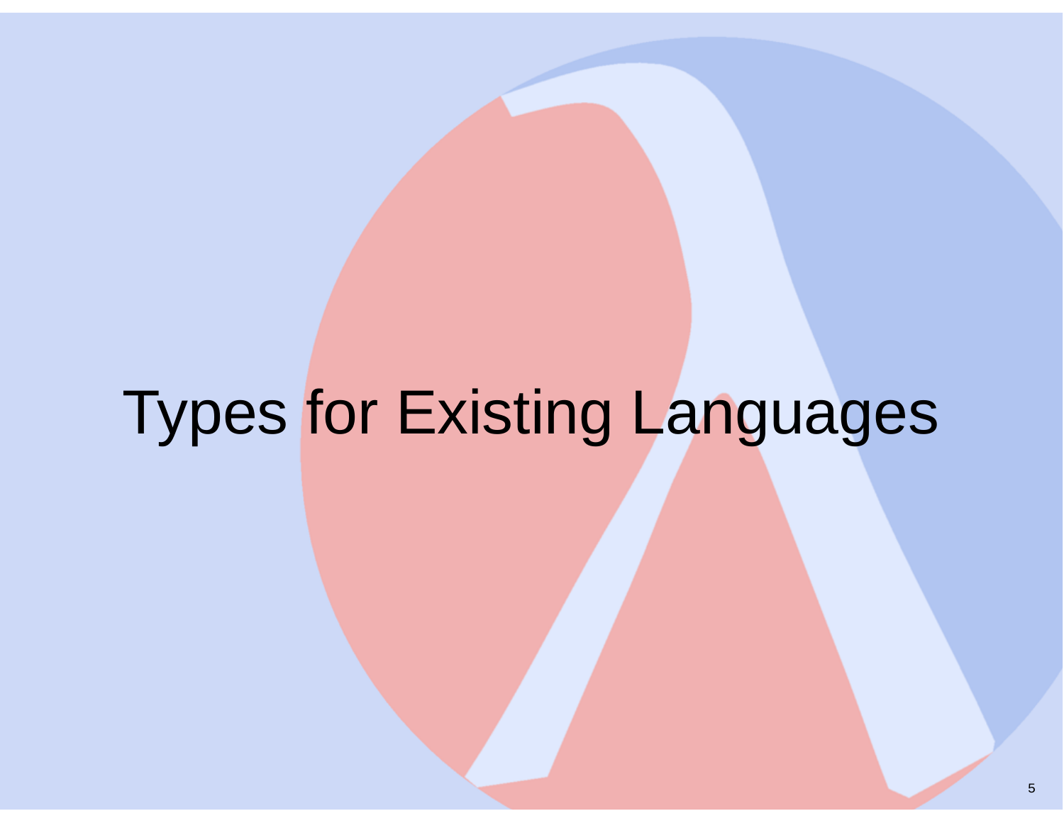# Types for Existing Languages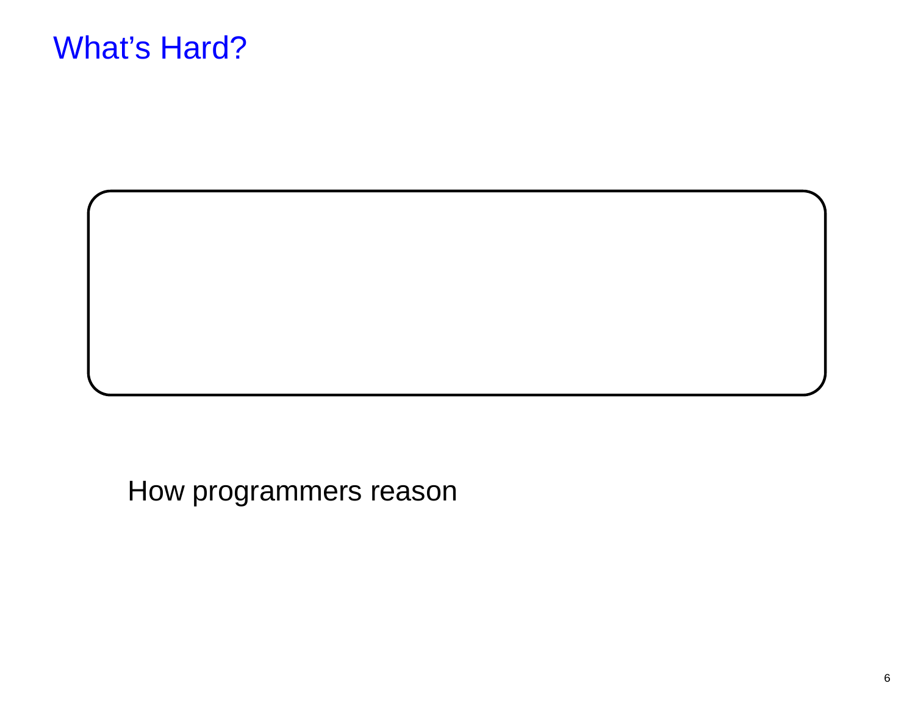# What's Hard?

How programmers reason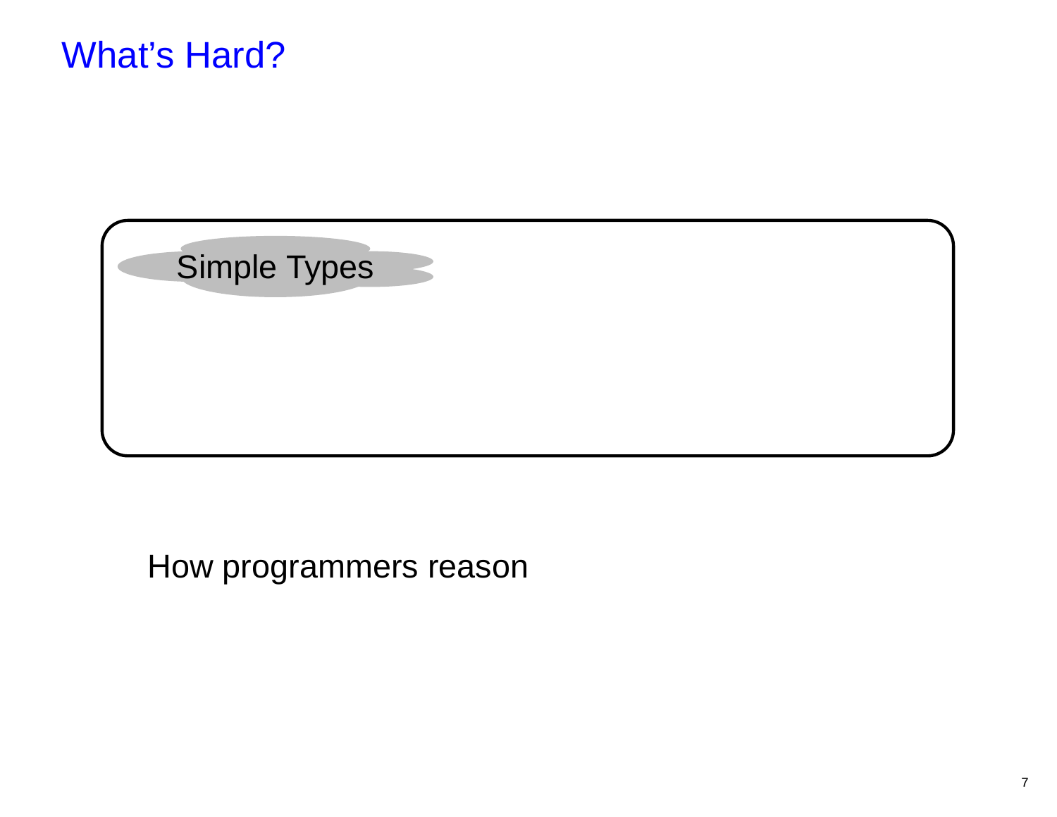# What's Hard?

Simple Types

How programmers reason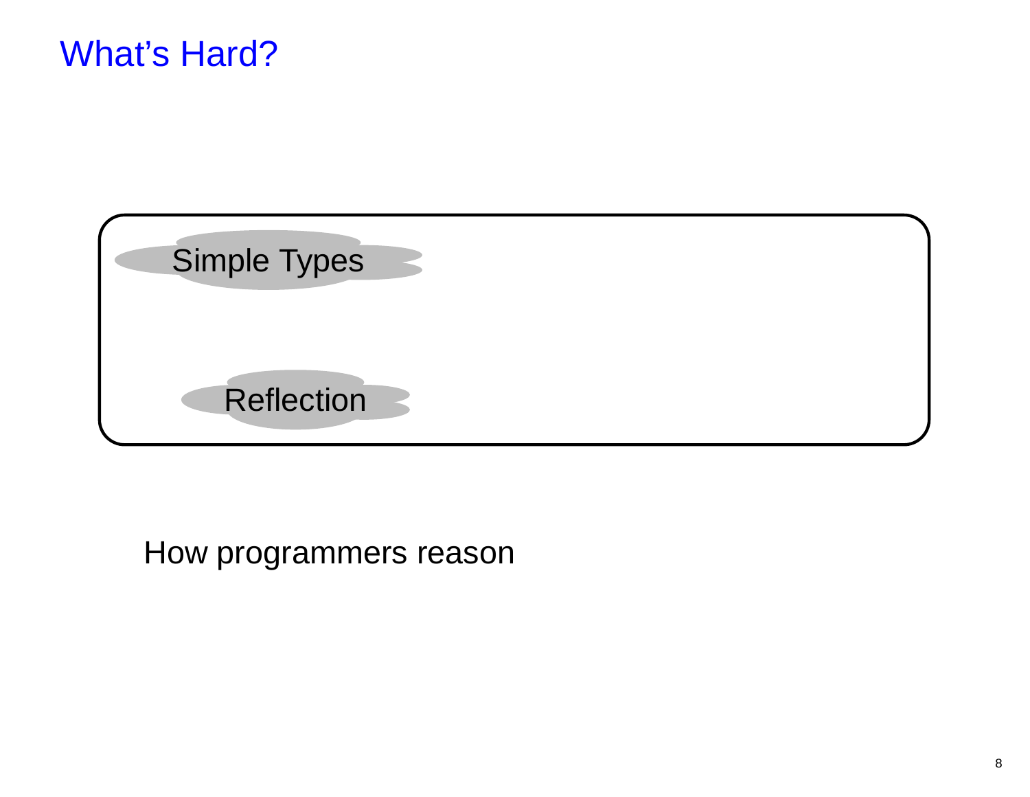# What's Hard?

Simple Types

Reflection

How programmers reason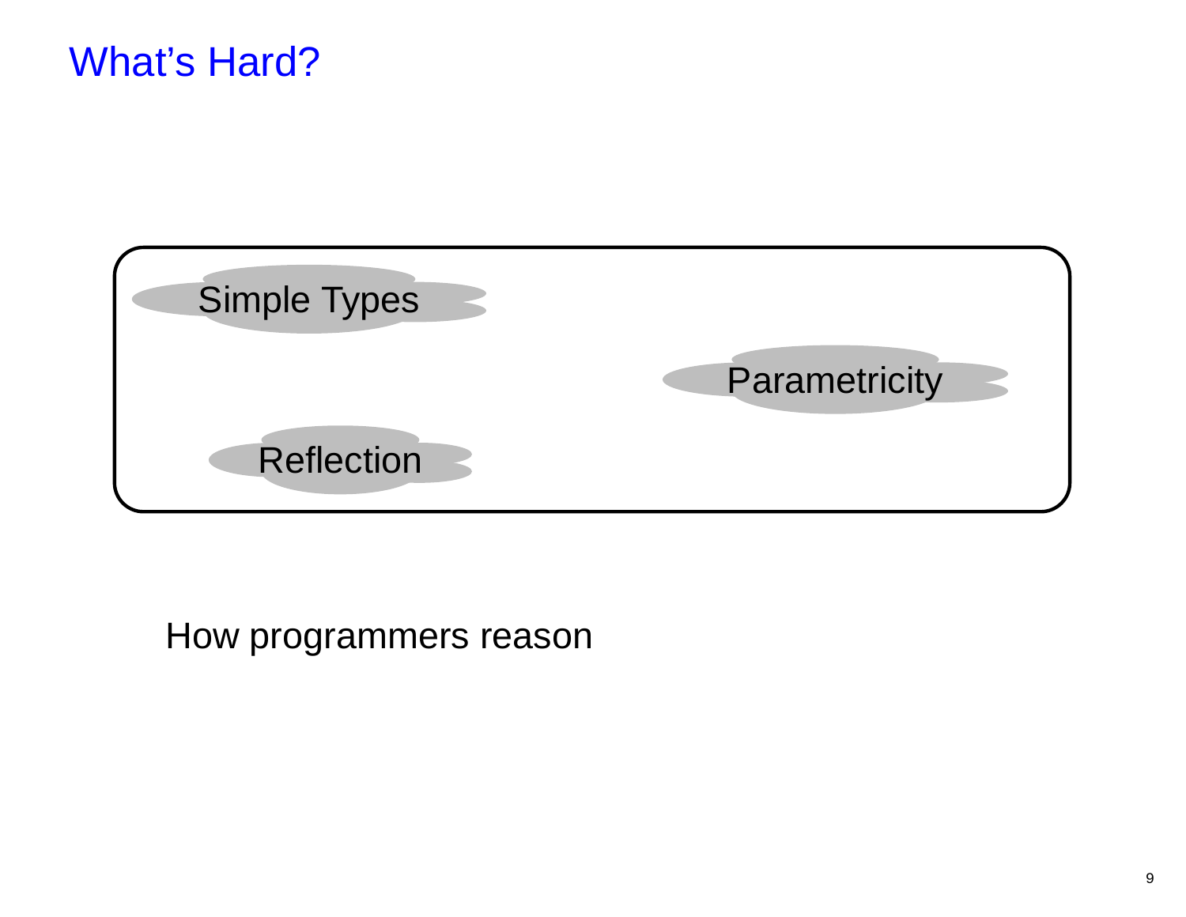# What's Hard?

Simple Types

Parametricity

Reflection

How programmers reason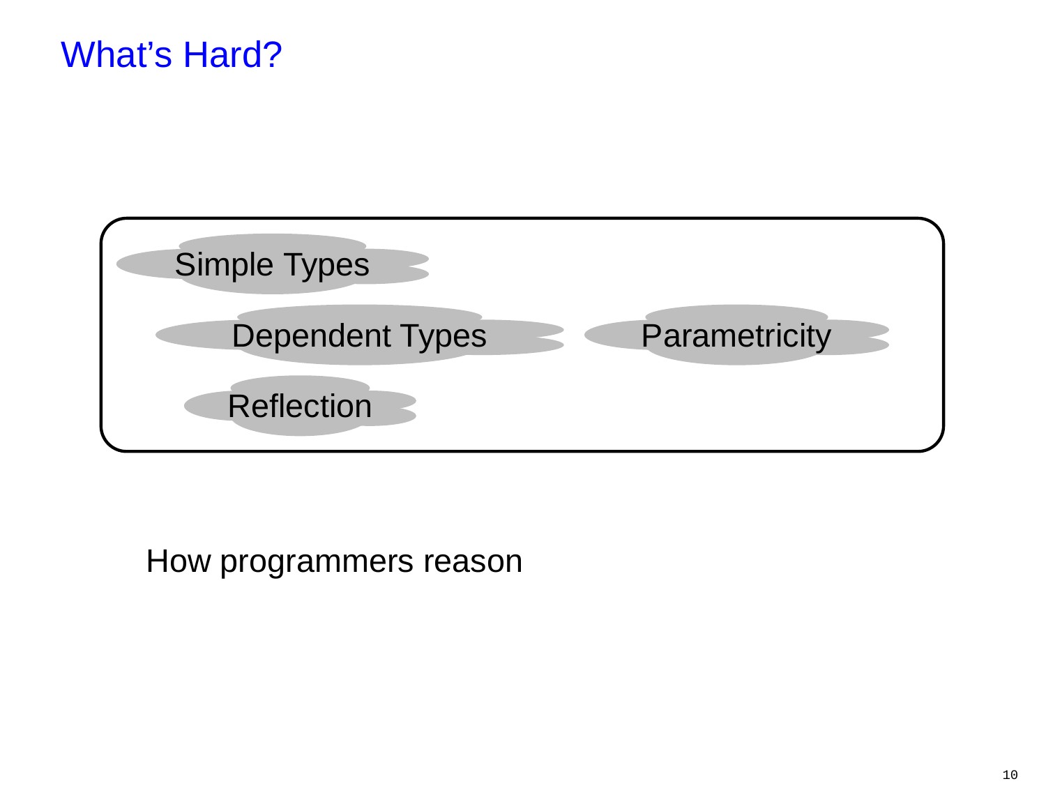# What's Hard?

Simple Types

Dependent Types

Parametricity

Reflection

How programmers reason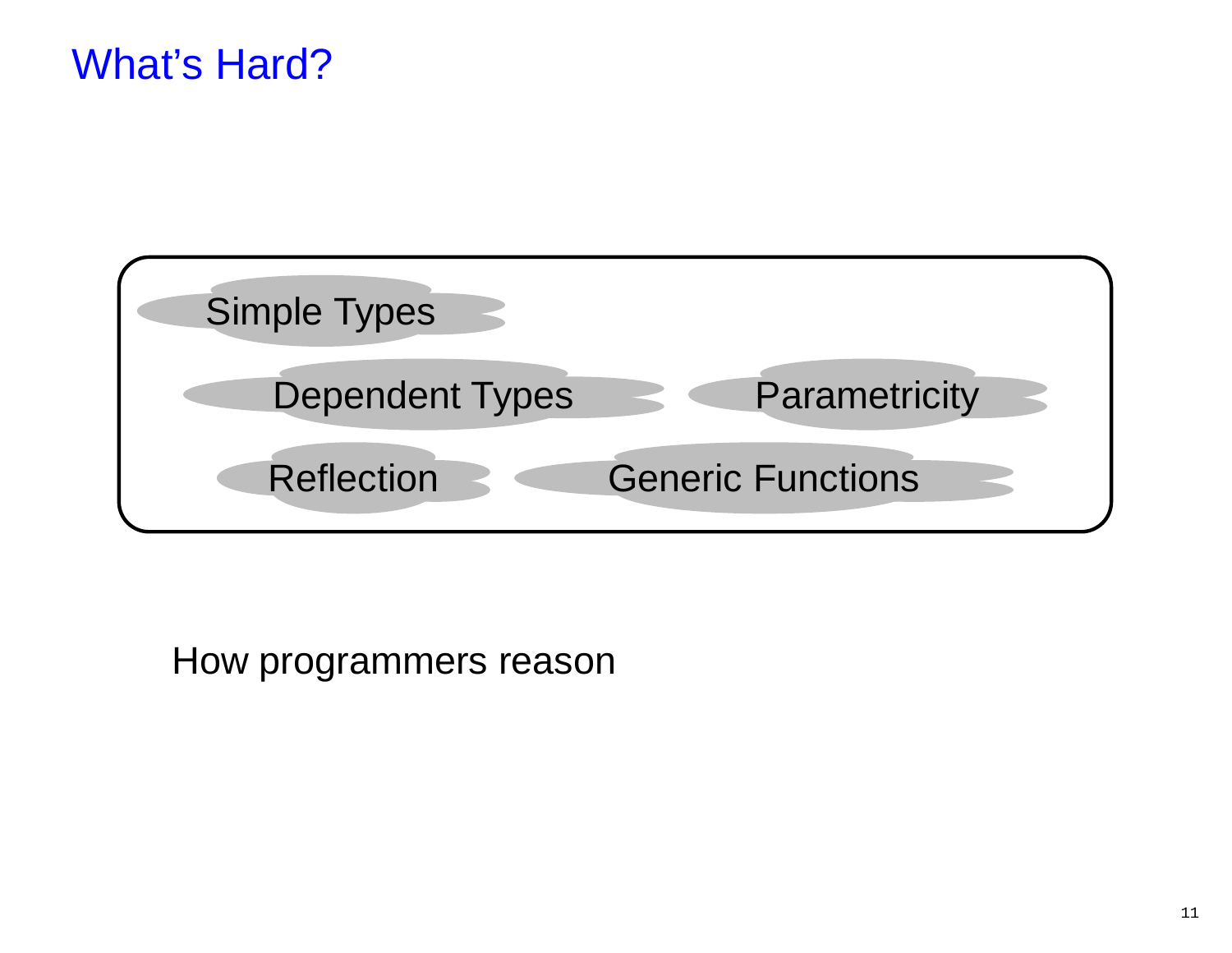# What's Hard?

Simple Types

Dependent Types

Parametricity

Reflection

Generic Functions

How programmers reason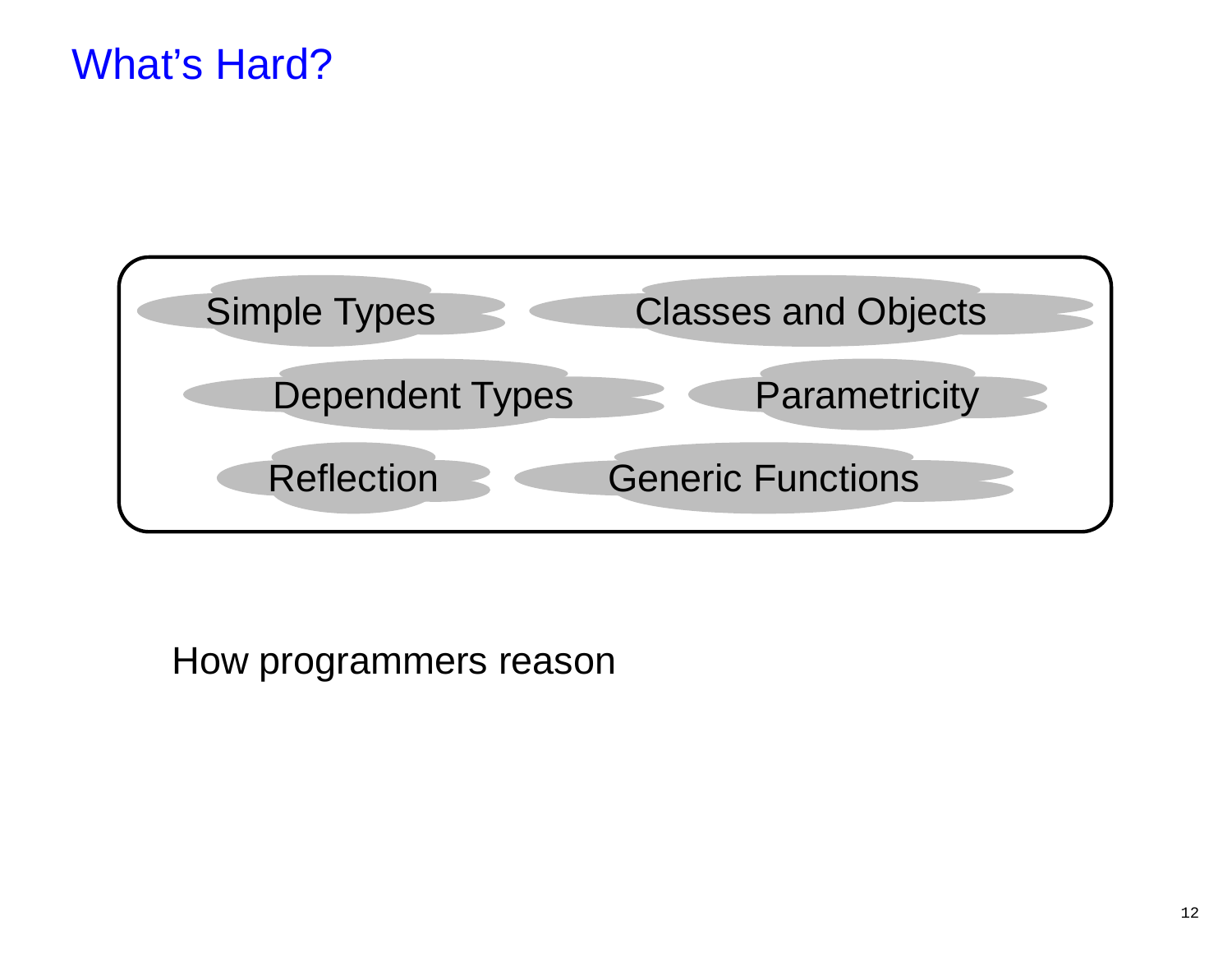# What's Hard?

- Simple Types
- Classes and Objects
- Dependent Types
- Parametricity
- Reflection
- Generic Functions

How programmers reason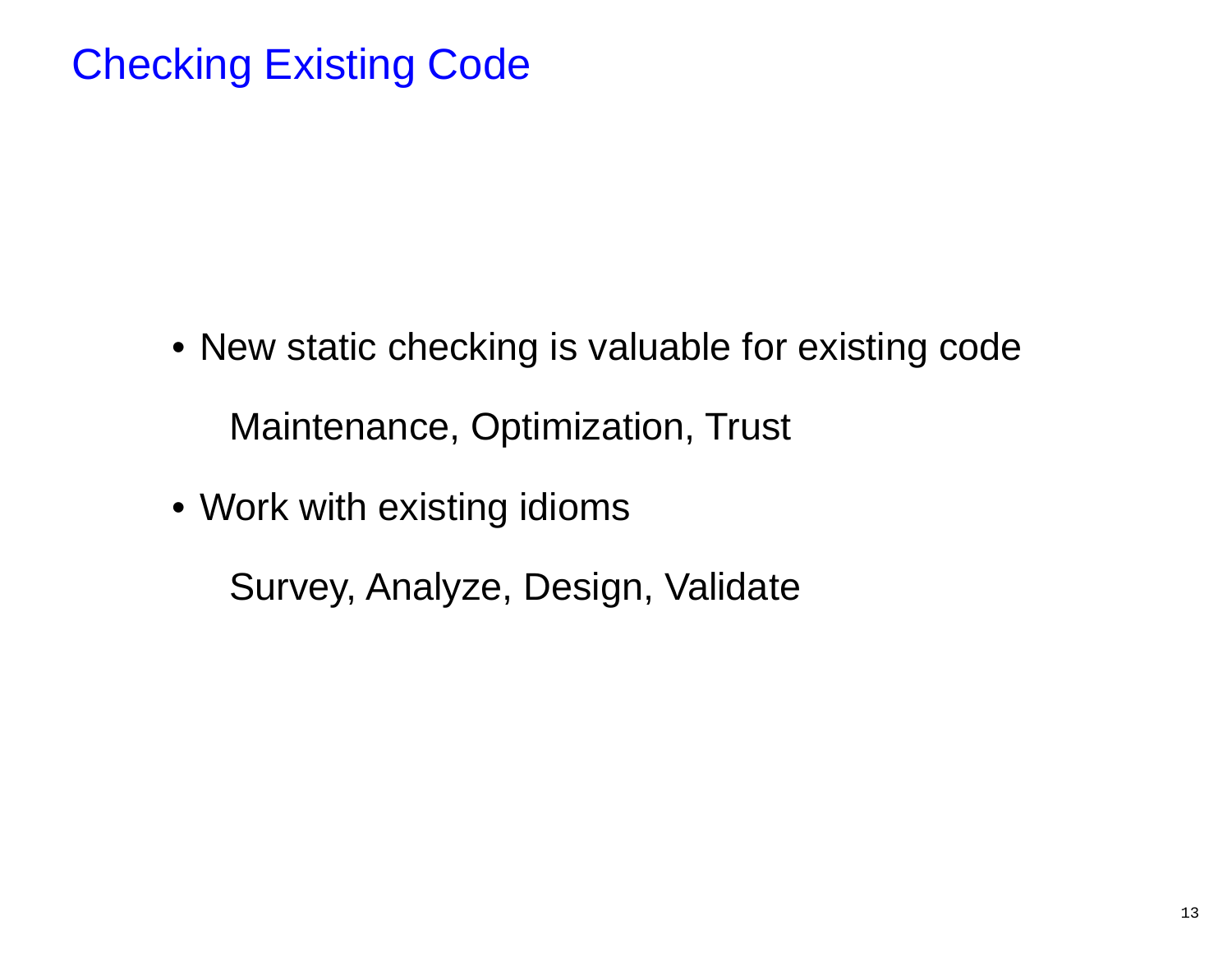# Checking Existing Code

- New static checking is valuable for existing code

  Maintenance, Optimization, Trust

- Work with existing idioms

  Survey, Analyze, Design, Validate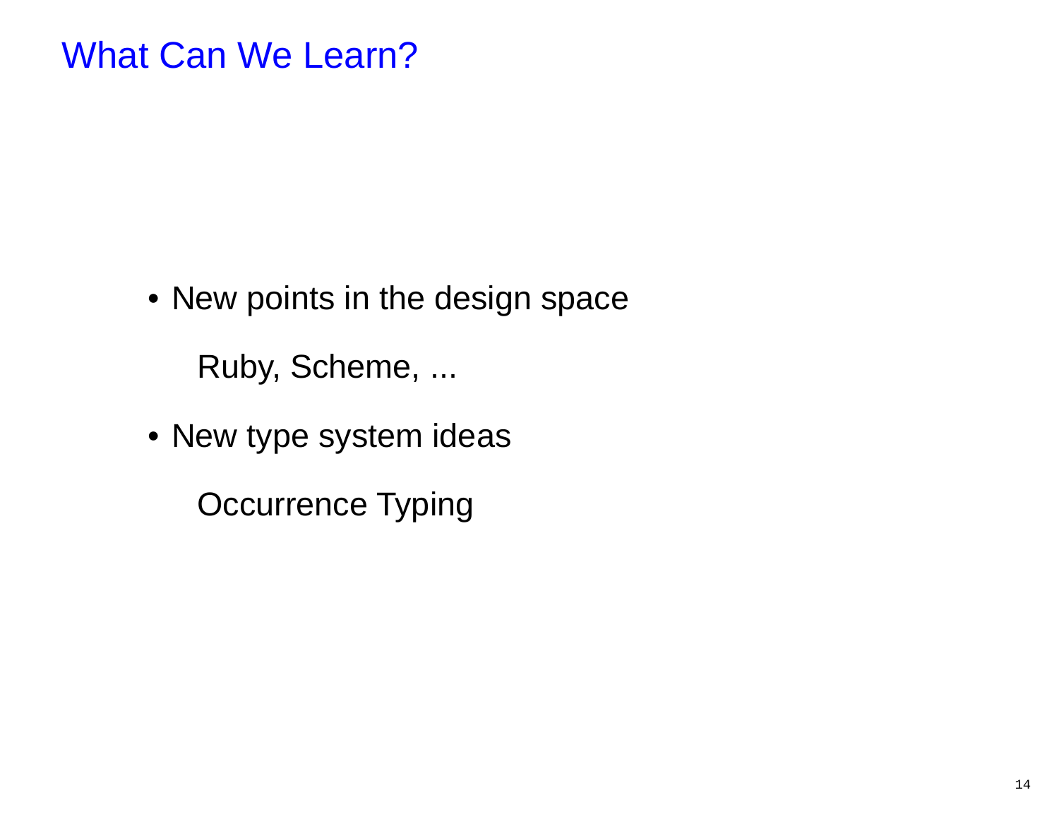# What Can We Learn?

- New points in the design space

  Ruby, Scheme, ...

- New type system ideas

  Occurrence Typing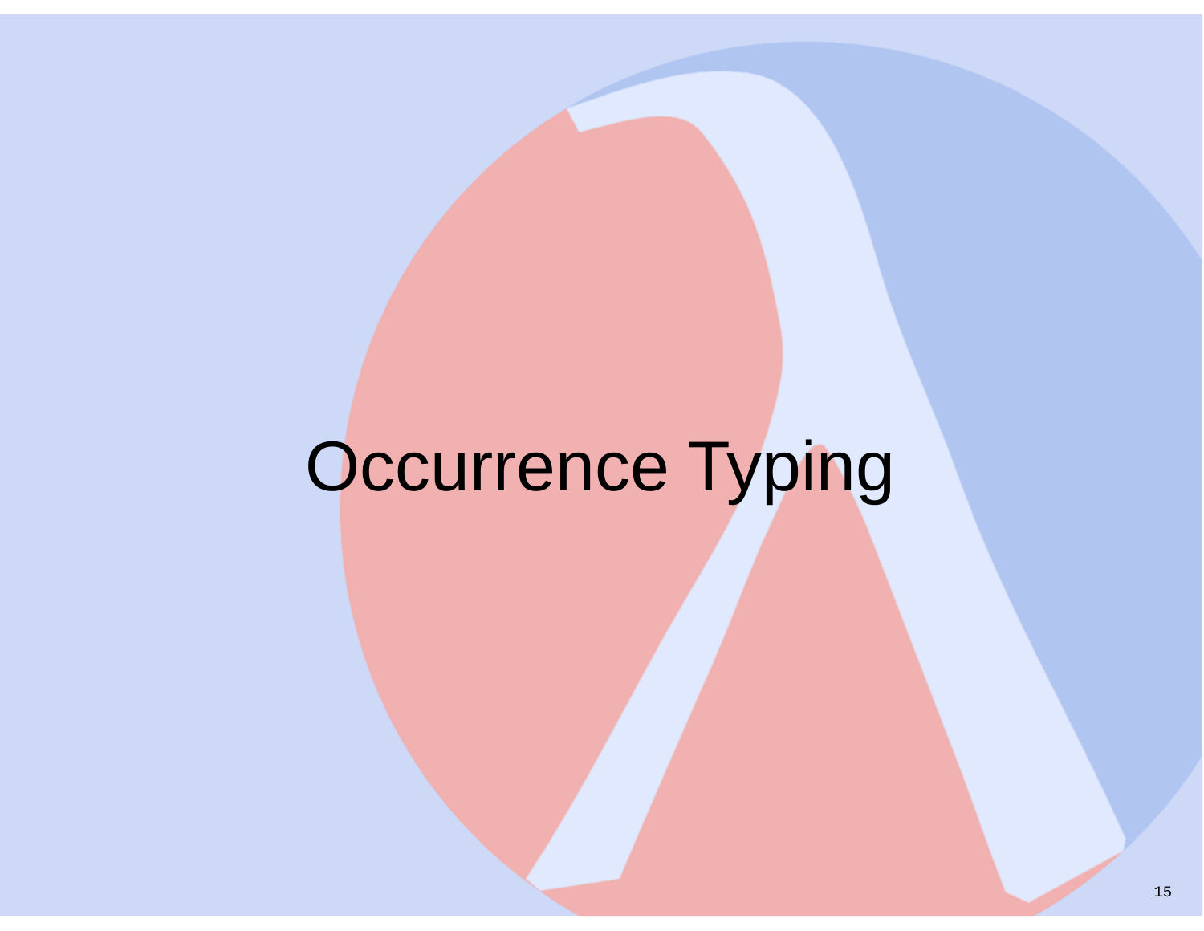# Occurrence Typing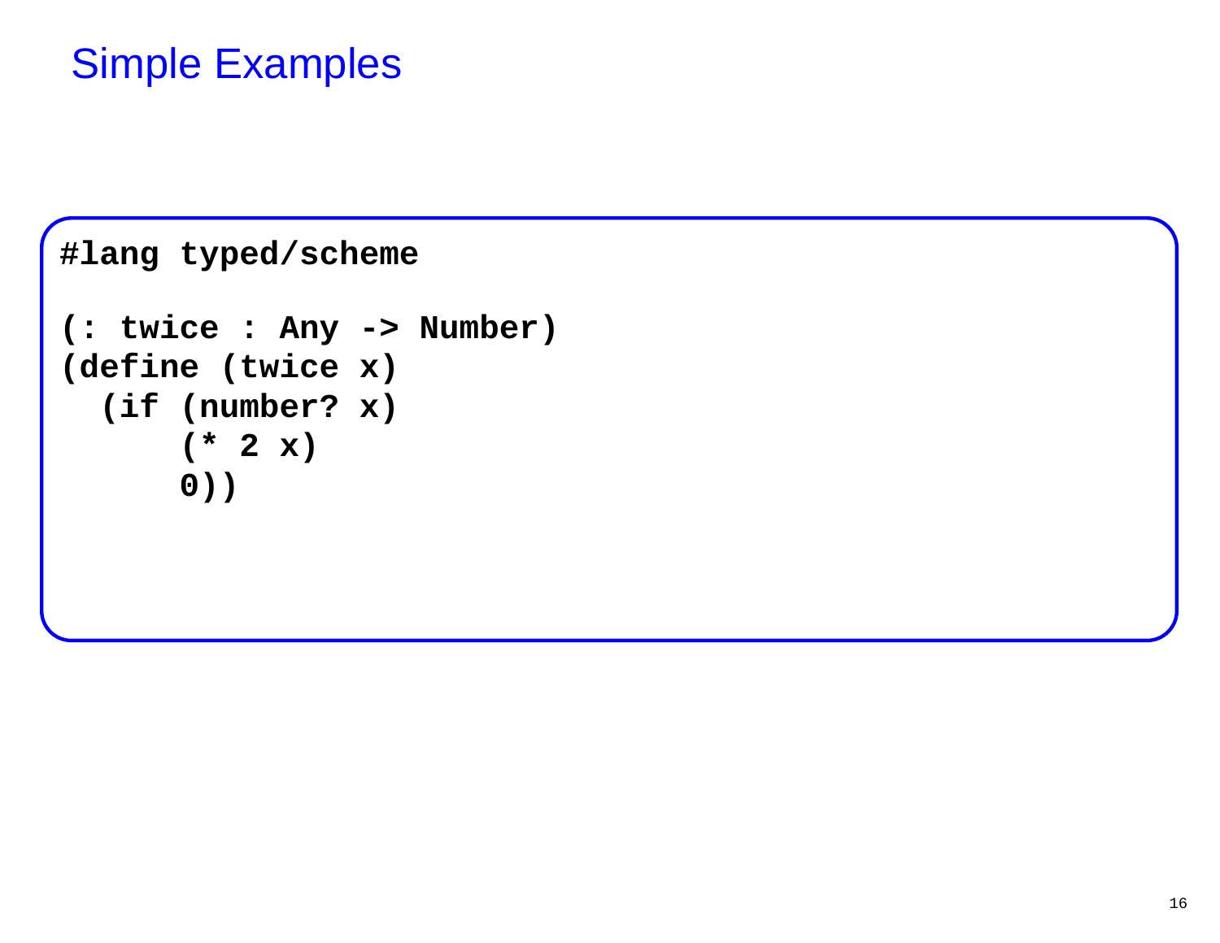# Simple Examples

```
#lang typed/scheme

(: twice : Any -> Number)
(define (twice x)
  (if (number? x)
      (* 2 x)
      0))
```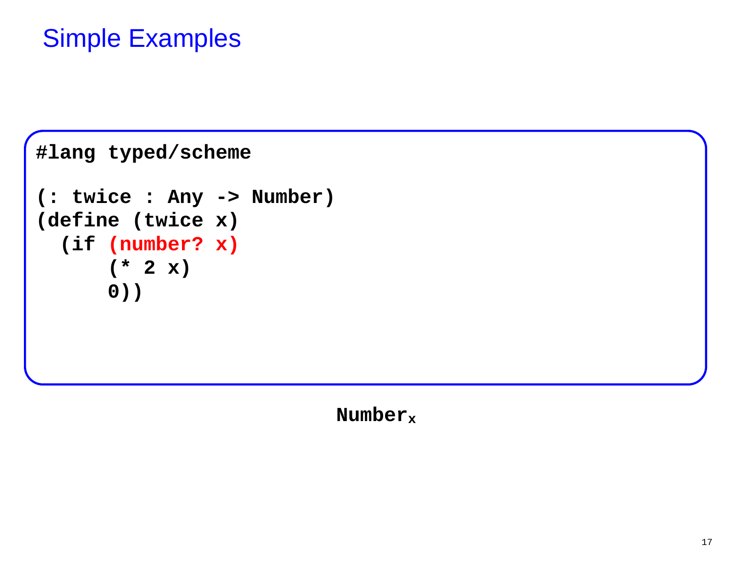# Simple Examples

```
#lang typed/scheme

(: twice : Any -> Number)
(define (twice x)
  (if (number? x)
      (* 2 x)
      0))
```

$\textbf{Number}_x$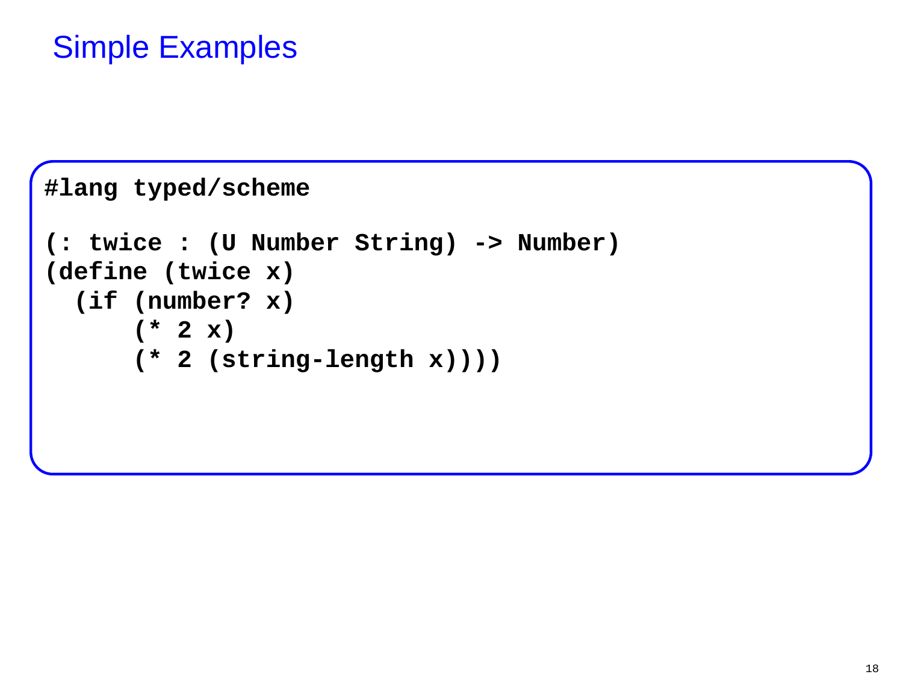# Simple Examples

```
#lang typed/scheme

(: twice : (U Number String) -> Number)
(define (twice x)
  (if (number? x)
      (* 2 x)
      (* 2 (string-length x))))
```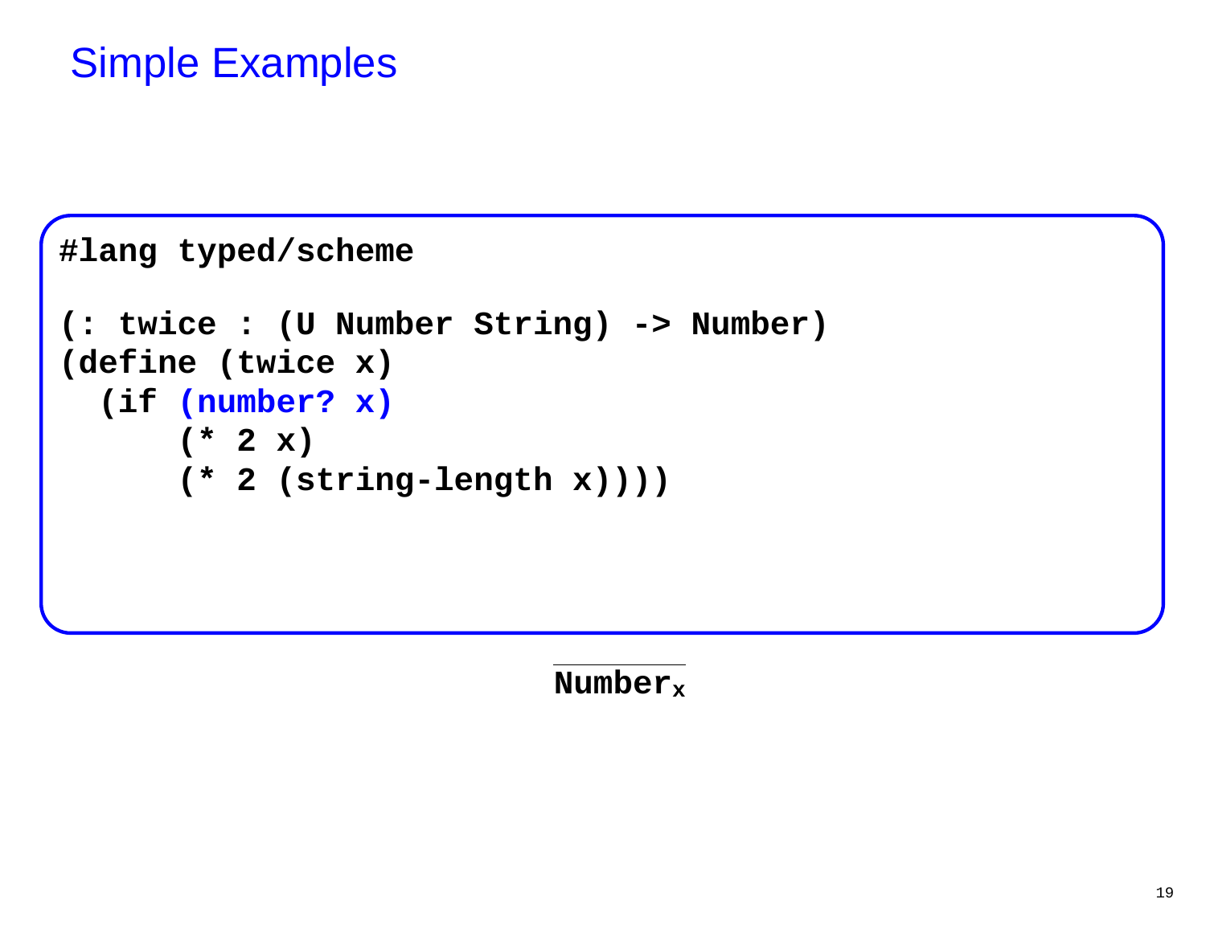# Simple Examples

```
#lang typed/scheme

(: twice : (U Number String) -> Number)
(define (twice x)
  (if (number? x)
      (* 2 x)
      (* 2 (string-length x))))
```

$\overline{\texttt{Number}_{x}}$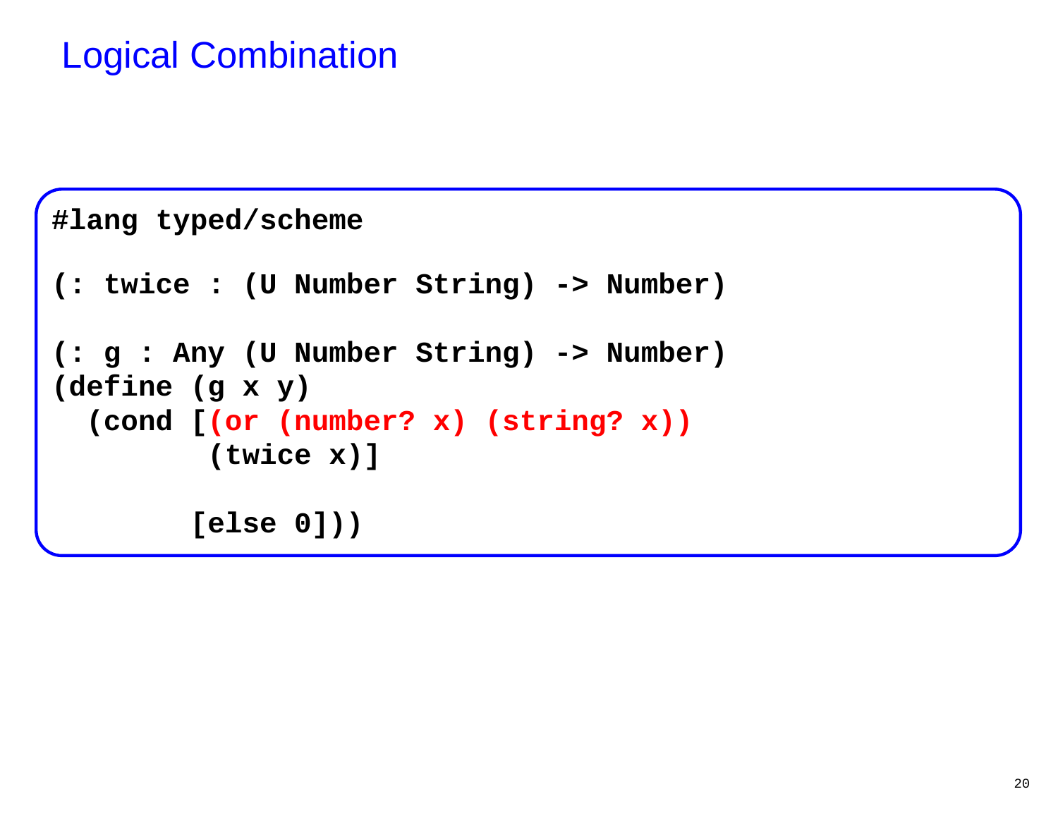# Logical Combination

```
#lang typed/scheme

(: twice : (U Number String) -> Number)

(: g : Any (U Number String) -> Number)
(define (g x y)
  (cond [(or (number? x) (string? x))
         (twice x)]

        [else 0]))
```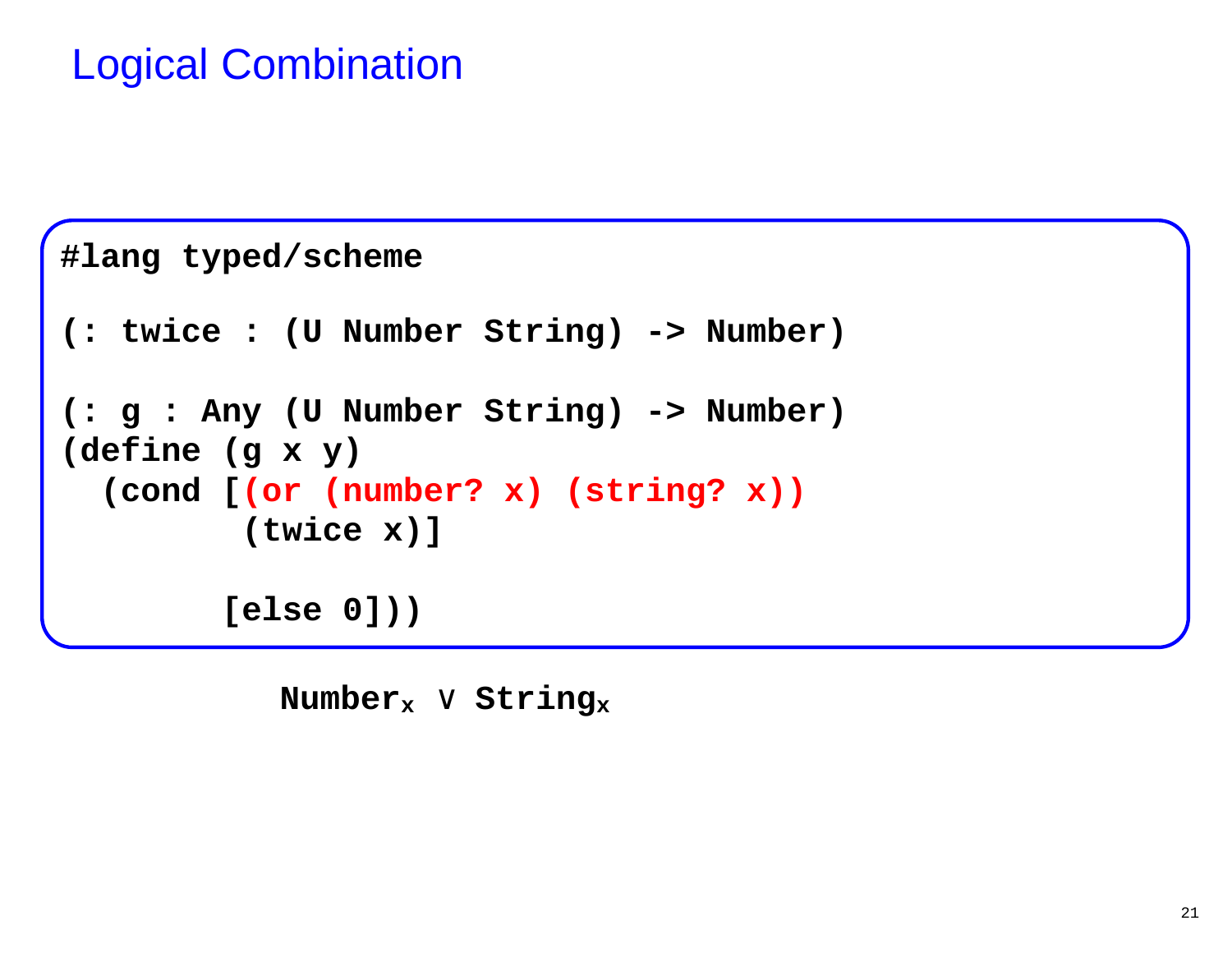# Logical Combination

```
#lang typed/scheme

(: twice : (U Number String) -> Number)

(: g : Any (U Number String) -> Number)
(define (g x y)
  (cond [(or (number? x) (string? x))
         (twice x)]

        [else 0]))
```

$\mathbf{Number}_x \vee \mathbf{String}_x$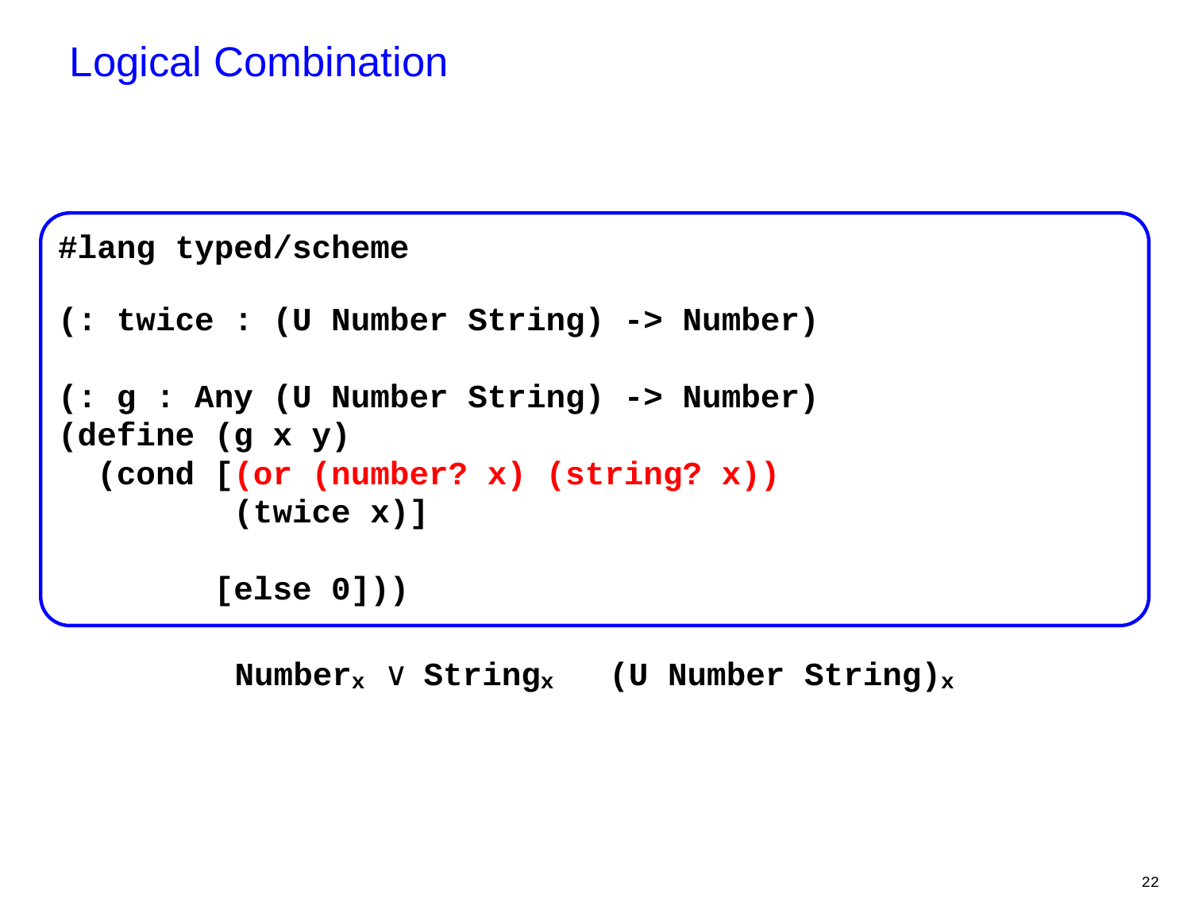# Logical Combination

```
#lang typed/scheme

(: twice : (U Number String) -> Number)

(: g : Any (U Number String) -> Number)
(define (g x y)
  (cond [(or (number? x) (string? x))
         (twice x)]

        [else 0]))
```

$\texttt{Number}_x \lor \texttt{String}_x \quad \texttt{(U Number String)}_x$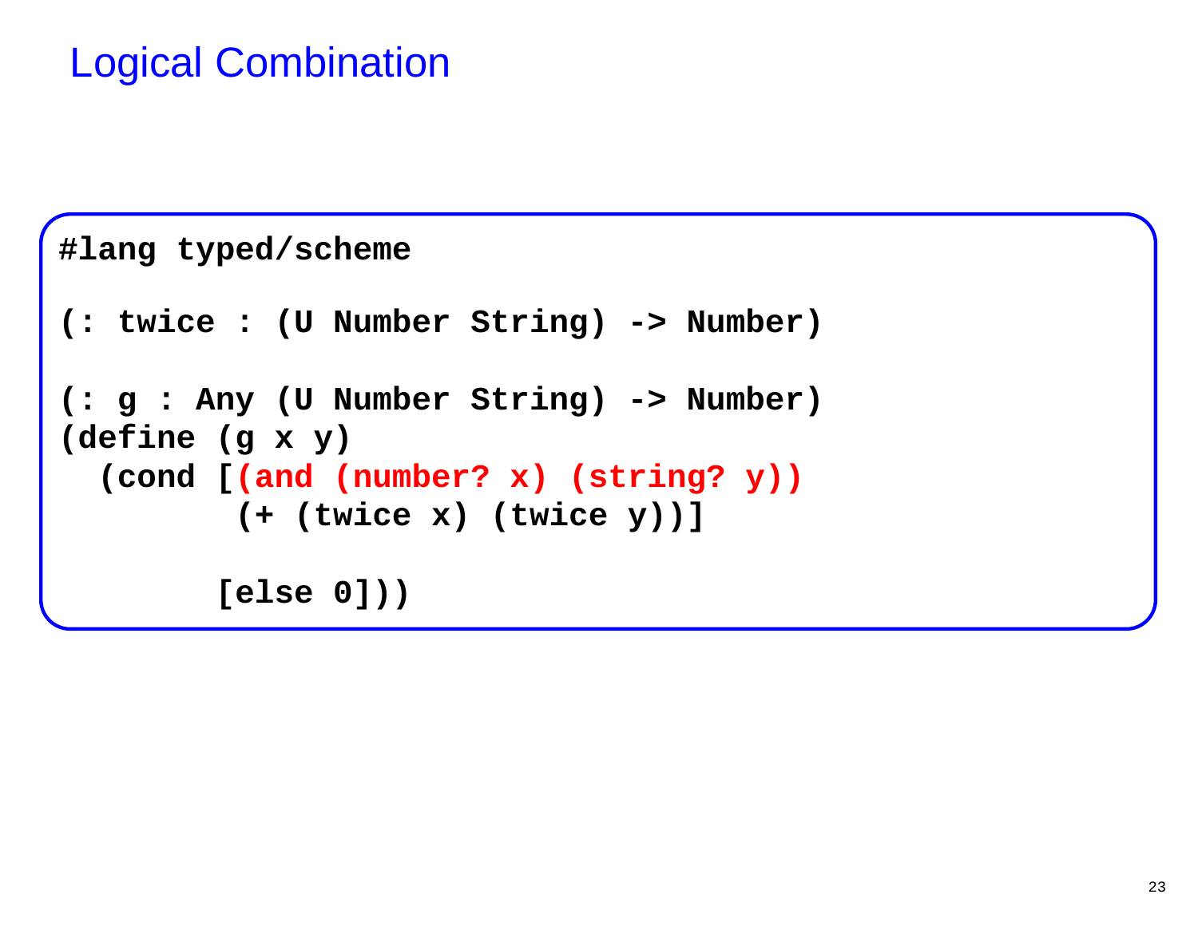# Logical Combination

```
#lang typed/scheme

(: twice : (U Number String) -> Number)

(: g : Any (U Number String) -> Number)
(define (g x y)
  (cond [(and (number? x) (string? y))
         (+ (twice x) (twice y))]

        [else 0]))
```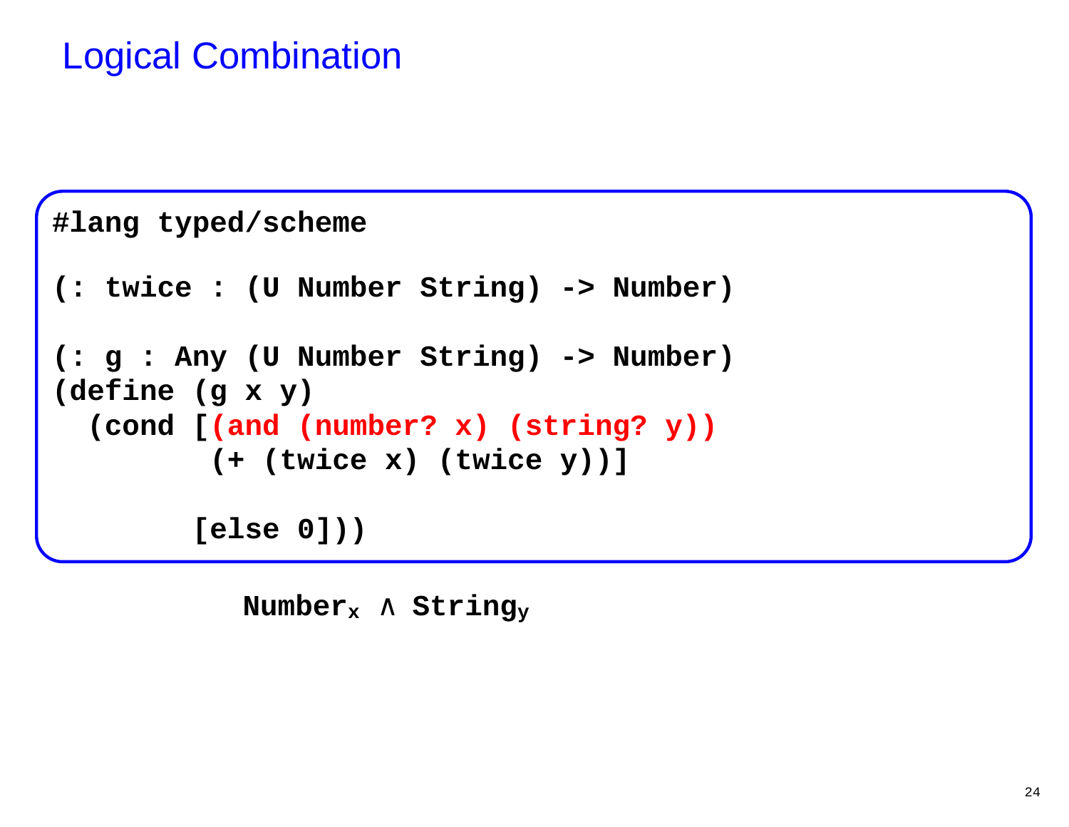# Logical Combination

```
#lang typed/scheme

(: twice : (U Number String) -> Number)

(: g : Any (U Number String) -> Number)
(define (g x y)
  (cond [(and (number? x) (string? y))
         (+ (twice x) (twice y))]

        [else 0]))
```

$\text{Number}_x \wedge \text{String}_y$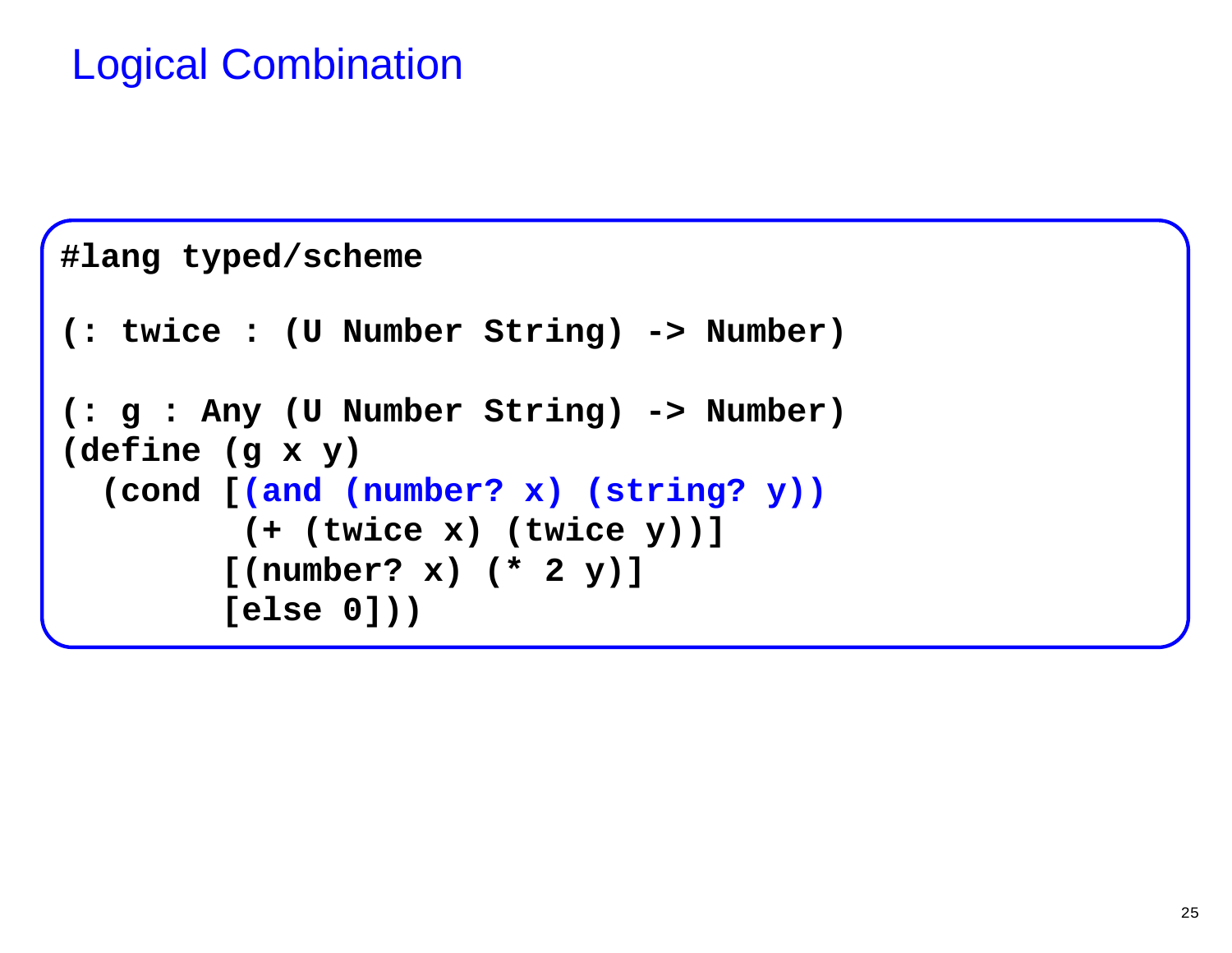# Logical Combination

```
#lang typed/scheme

(: twice : (U Number String) -> Number)

(: g : Any (U Number String) -> Number)
(define (g x y)
  (cond [(and (number? x) (string? y))
         (+ (twice x) (twice y))]
        [(number? x) (* 2 y)]
        [else 0]))
```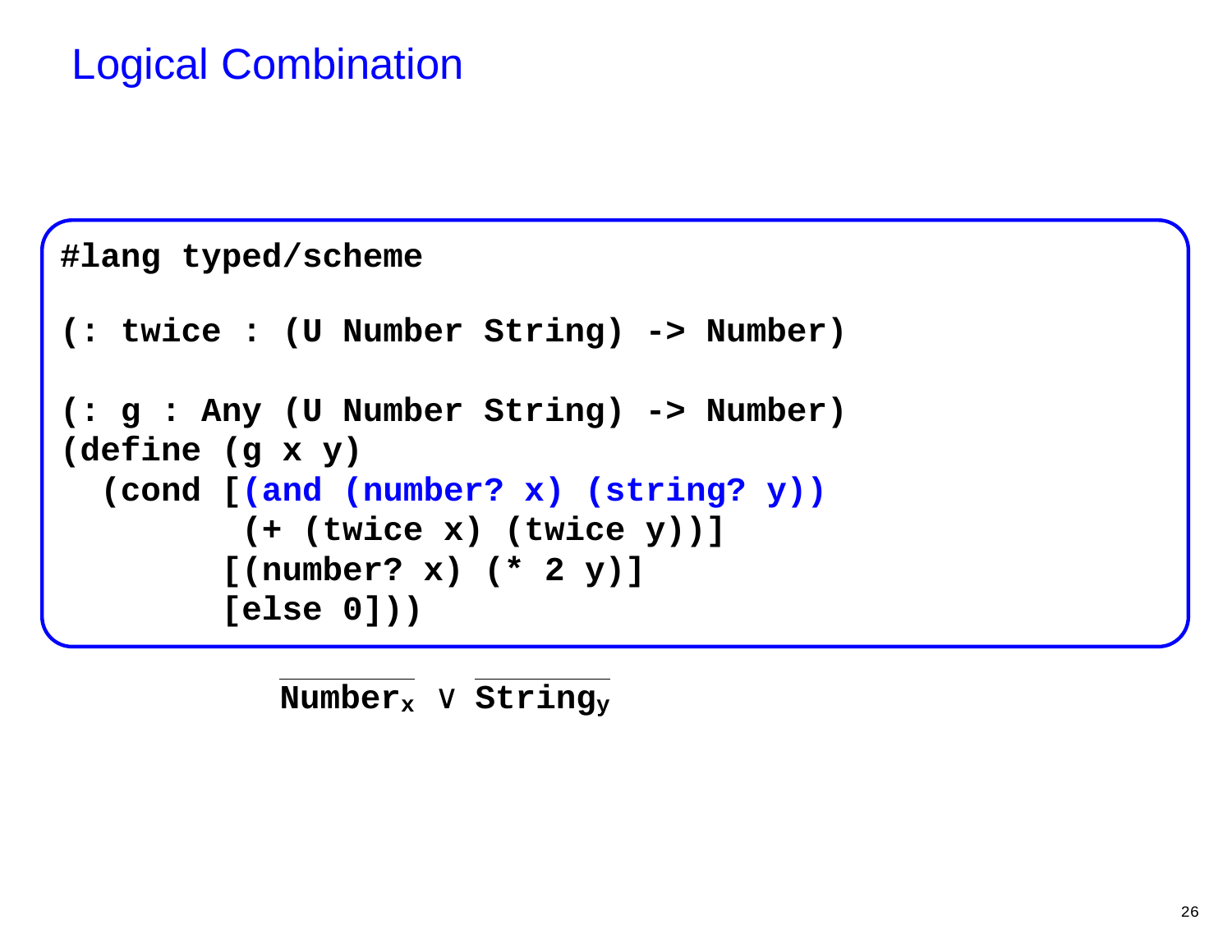# Logical Combination

```
#lang typed/scheme

(: twice : (U Number String) -> Number)

(: g : Any (U Number String) -> Number)
(define (g x y)
  (cond [(and (number? x) (string? y))
         (+ (twice x) (twice y))]
        [(number? x) (* 2 y)]
        [else 0]))
```

$\overline{\mathbf{Number}_x} \vee \overline{\mathbf{String}_y}$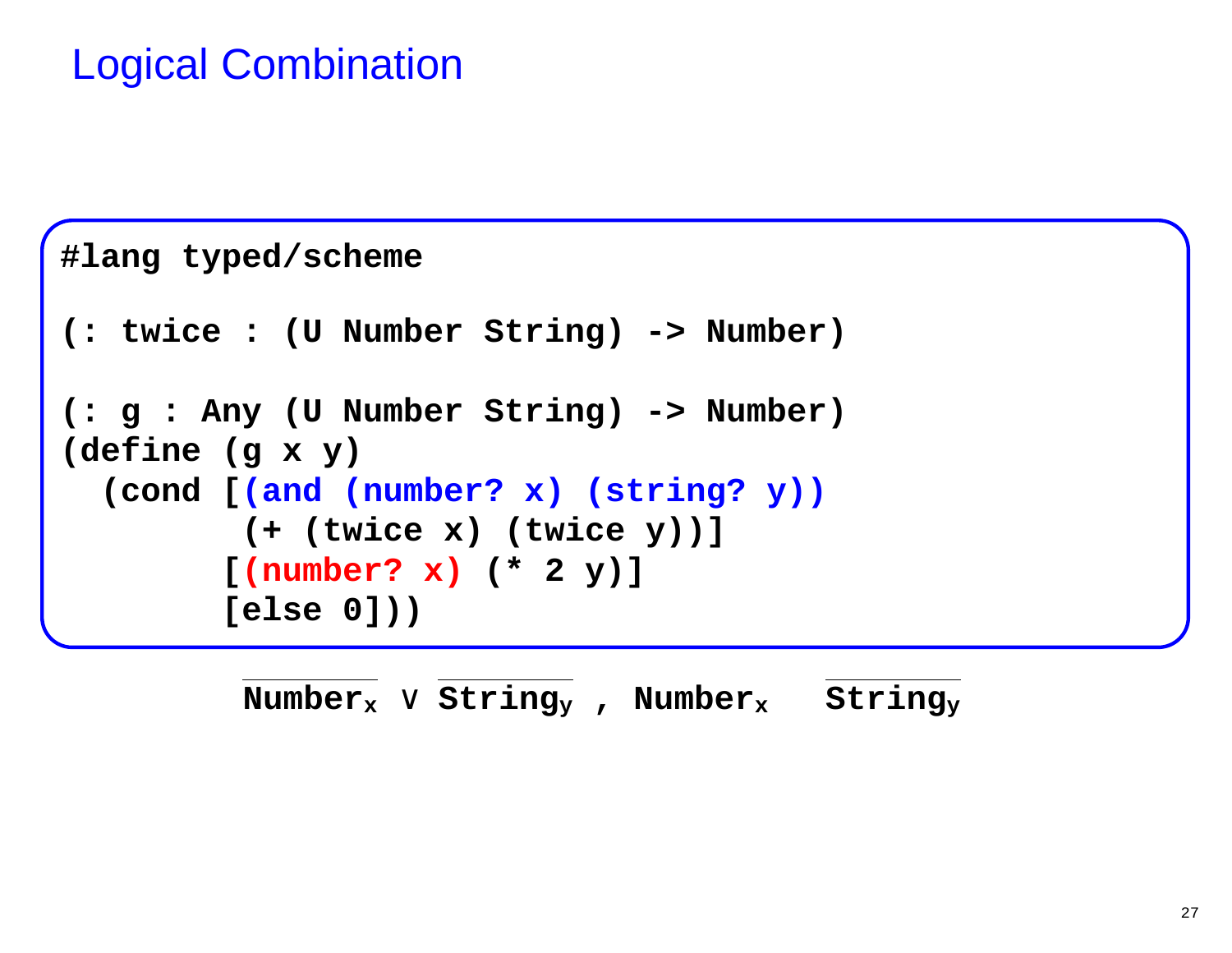# Logical Combination

```
#lang typed/scheme

(: twice : (U Number String) -> Number)

(: g : Any (U Number String) -> Number)
(define (g x y)
  (cond [(and (number? x) (string? y))
         (+ (twice x) (twice y))]
        [(number? x) (* 2 y)]
        [else 0]))
```

$\overline{\mathbf{Number}_x} \lor \overline{\mathbf{String}_y}$ , $\mathbf{Number}_x$ $\quad \overline{\mathbf{String}_y}$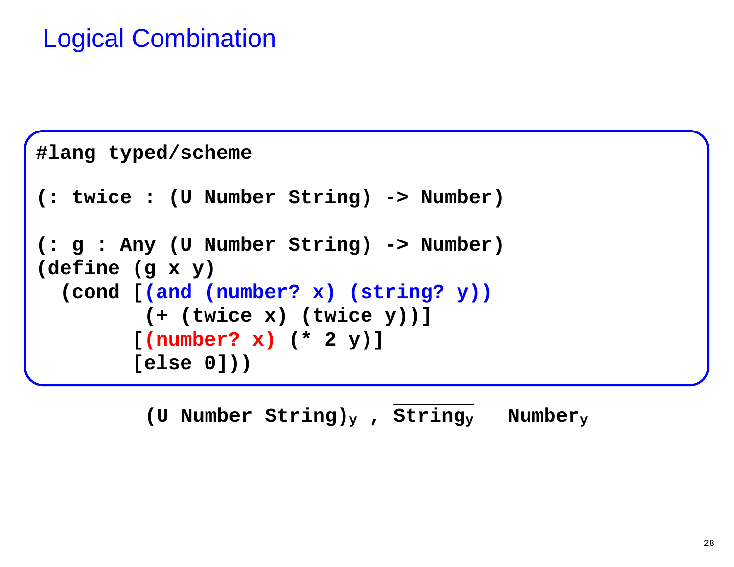# Logical Combination

```
#lang typed/scheme

(: twice : (U Number String) -> Number)

(: g : Any (U Number String) -> Number)
(define (g x y)
  (cond [(and (number? x) (string? y))
         (+ (twice x) (twice y))]
        [(number? x) (* 2 y)]
        [else 0]))
```

$\texttt{(U Number String)}_{\texttt{y}}$ , $\overline{\texttt{String}_{\texttt{y}}}$ $\quad \texttt{Number}_{\texttt{y}}$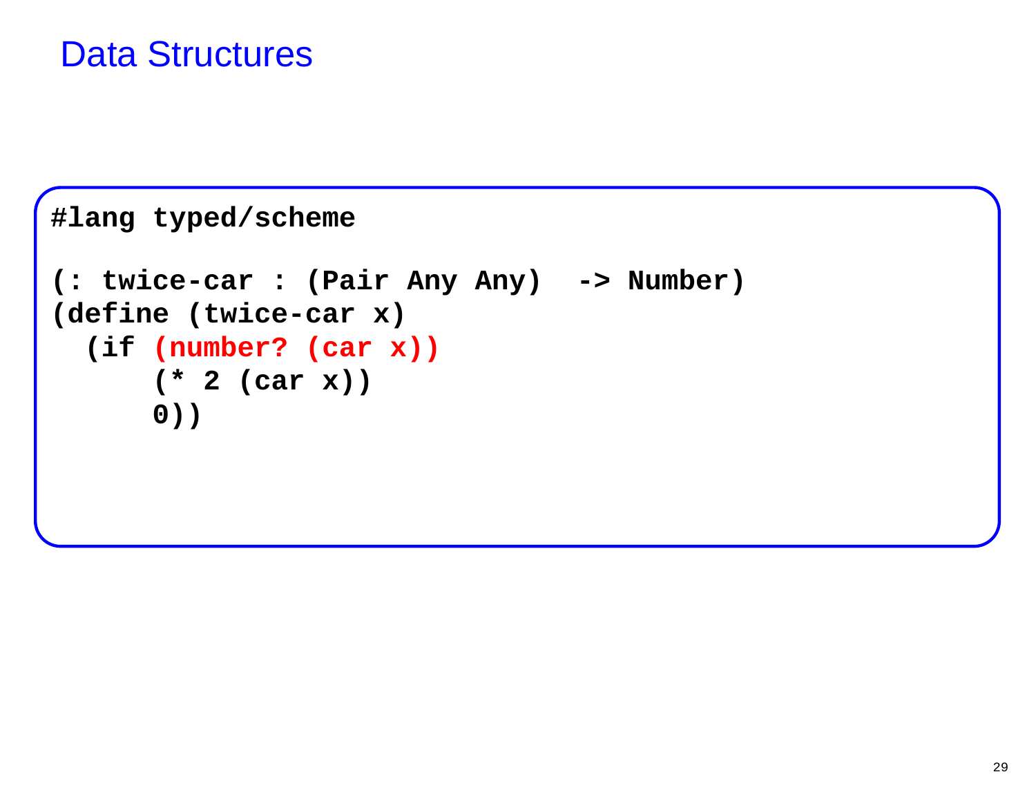# Data Structures

```
#lang typed/scheme

(: twice-car : (Pair Any Any)  -> Number)
(define (twice-car x)
  (if (number? (car x))
      (* 2 (car x))
      0))
```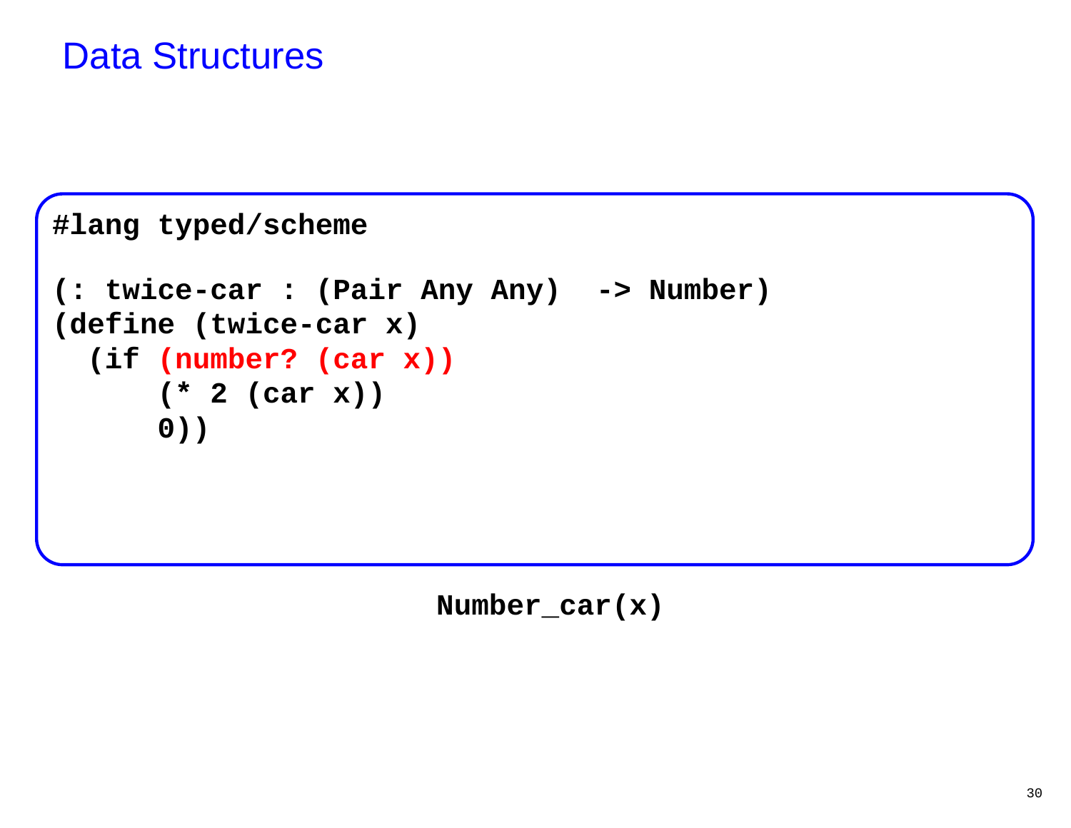# Data Structures

```
#lang typed/scheme

(: twice-car : (Pair Any Any)  -> Number)
(define (twice-car x)
  (if (number? (car x))
      (* 2 (car x))
      0))
```

**Number_car(x)**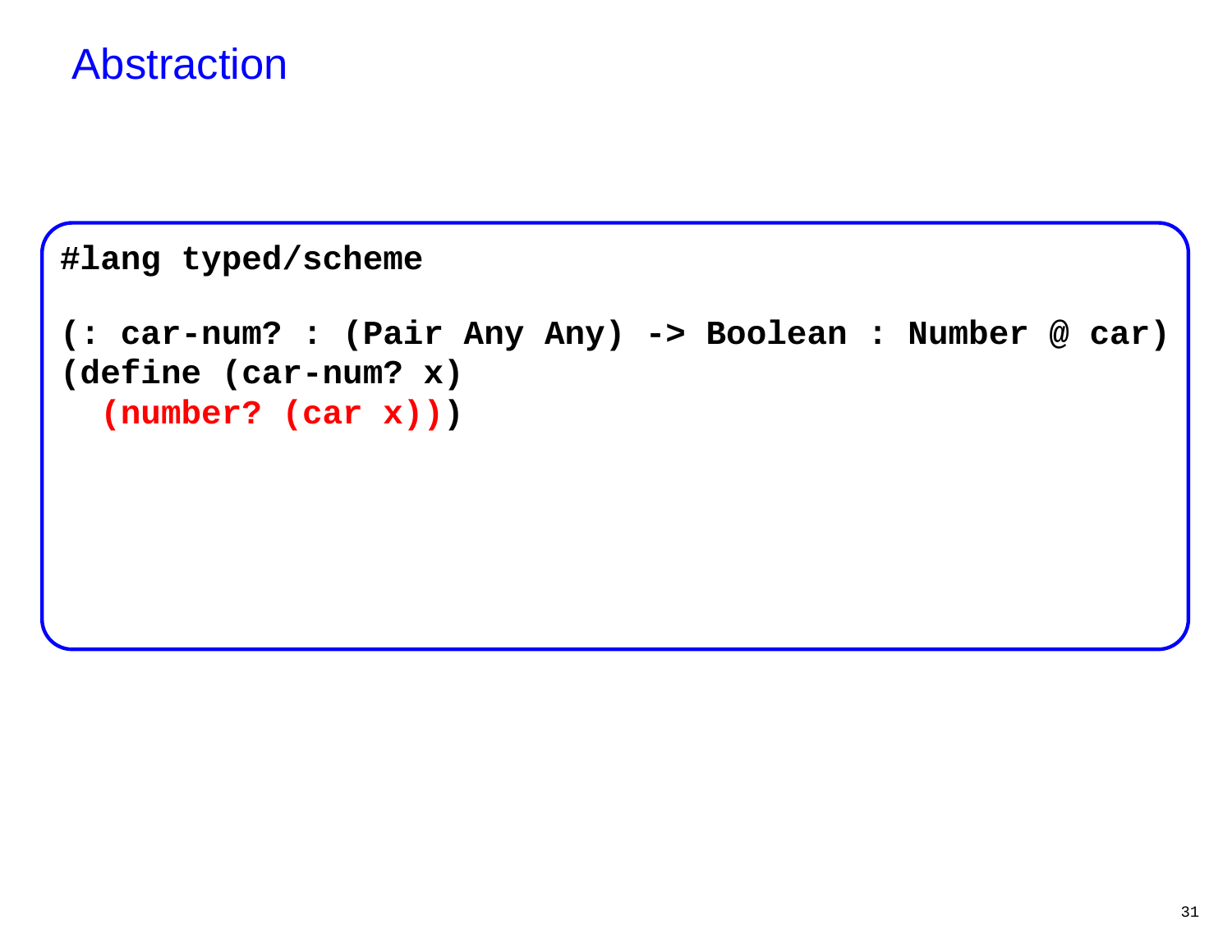# Abstraction

```
#lang typed/scheme

(: car-num? : (Pair Any Any) -> Boolean : Number @ car)
(define (car-num? x)
  (number? (car x)))
```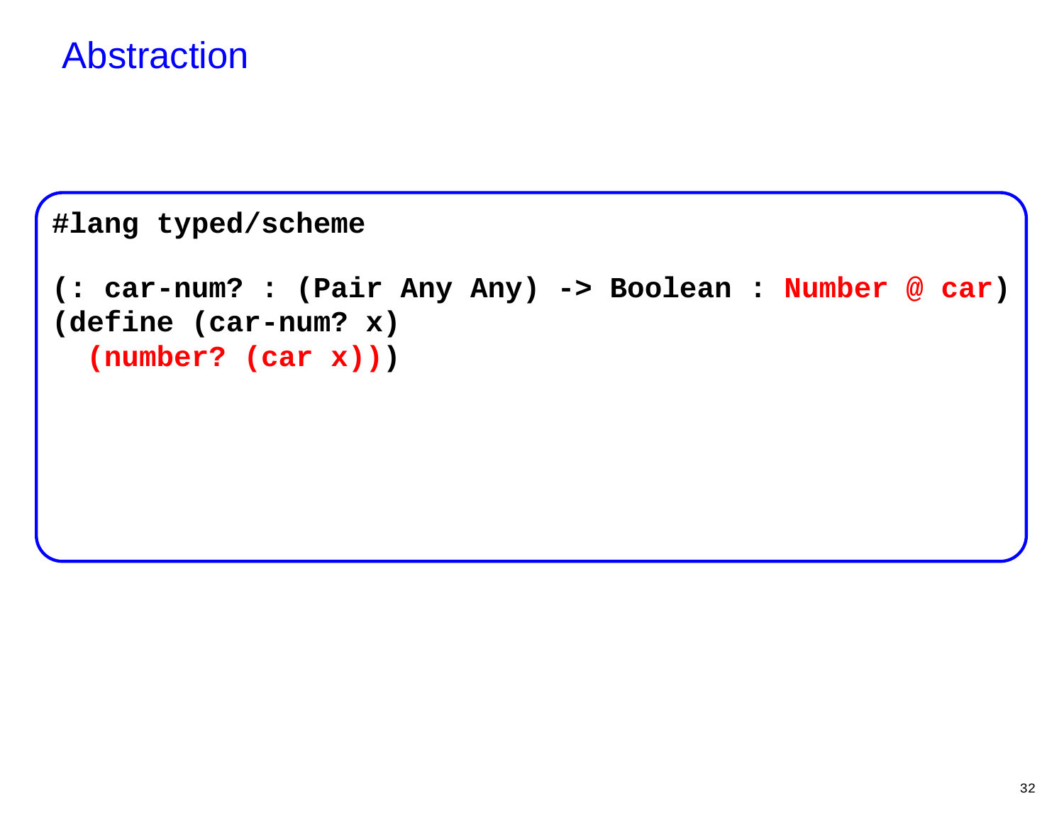# Abstraction

```
#lang typed/scheme

(: car-num? : (Pair Any Any) -> Boolean : Number @ car)
(define (car-num? x)
  (number? (car x)))
```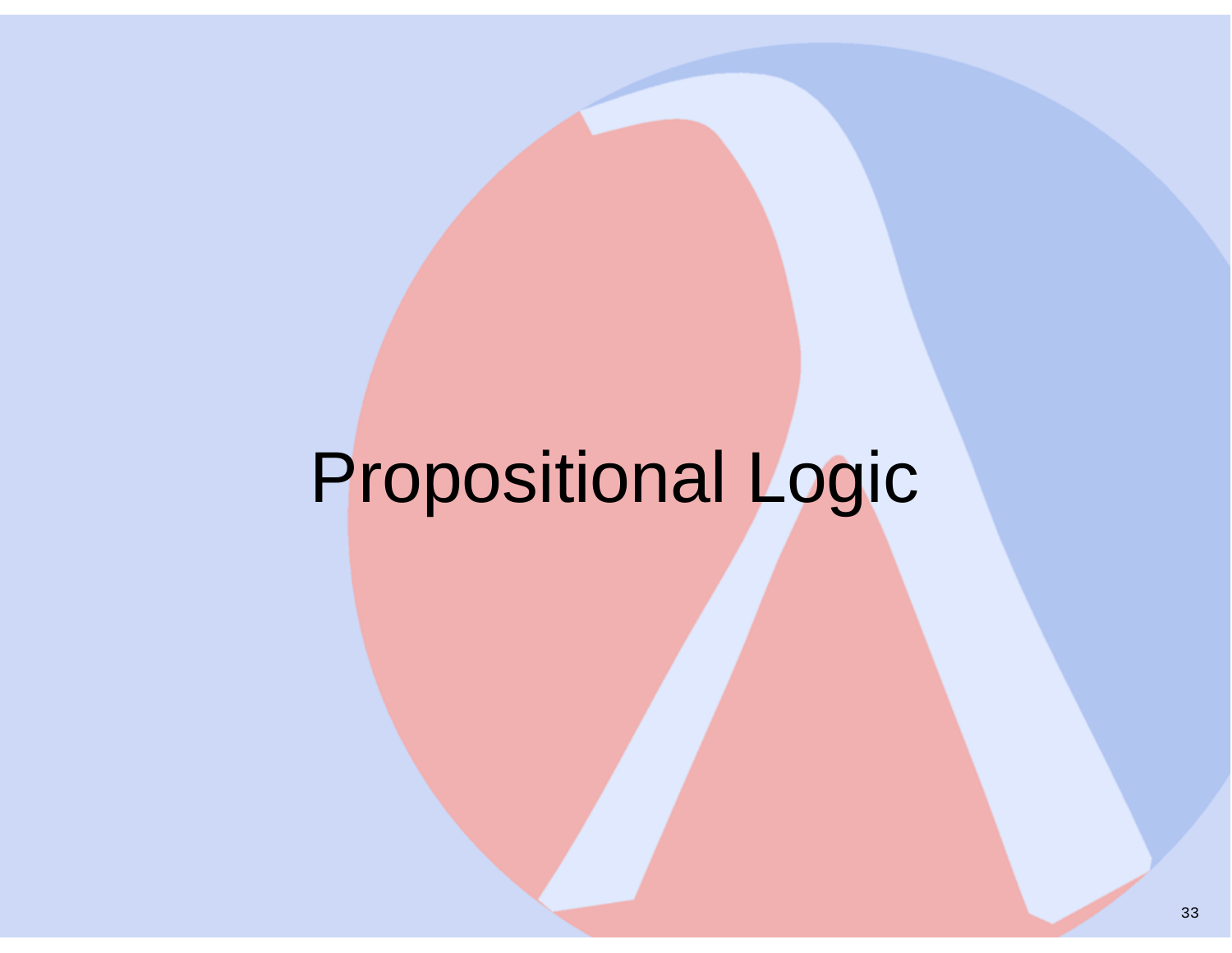# Propositional Logic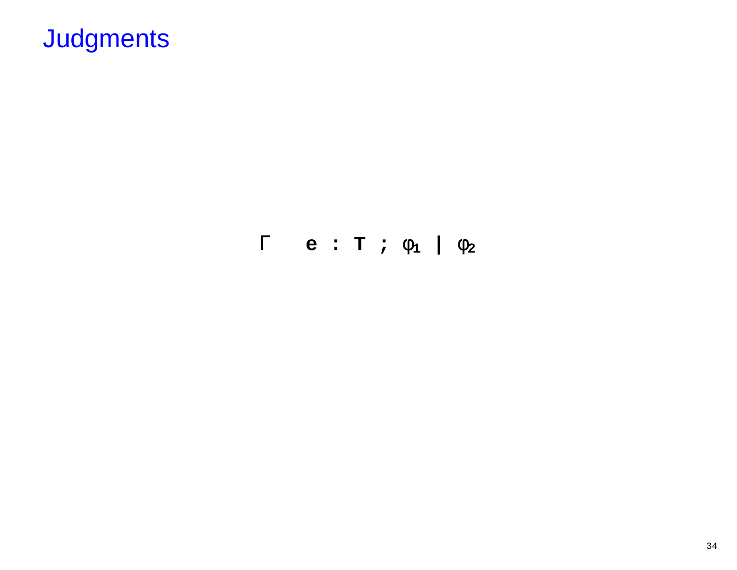# Judgments

$$\Gamma \quad e : T \; ; \; \varphi_1 \;|\; \varphi_2$$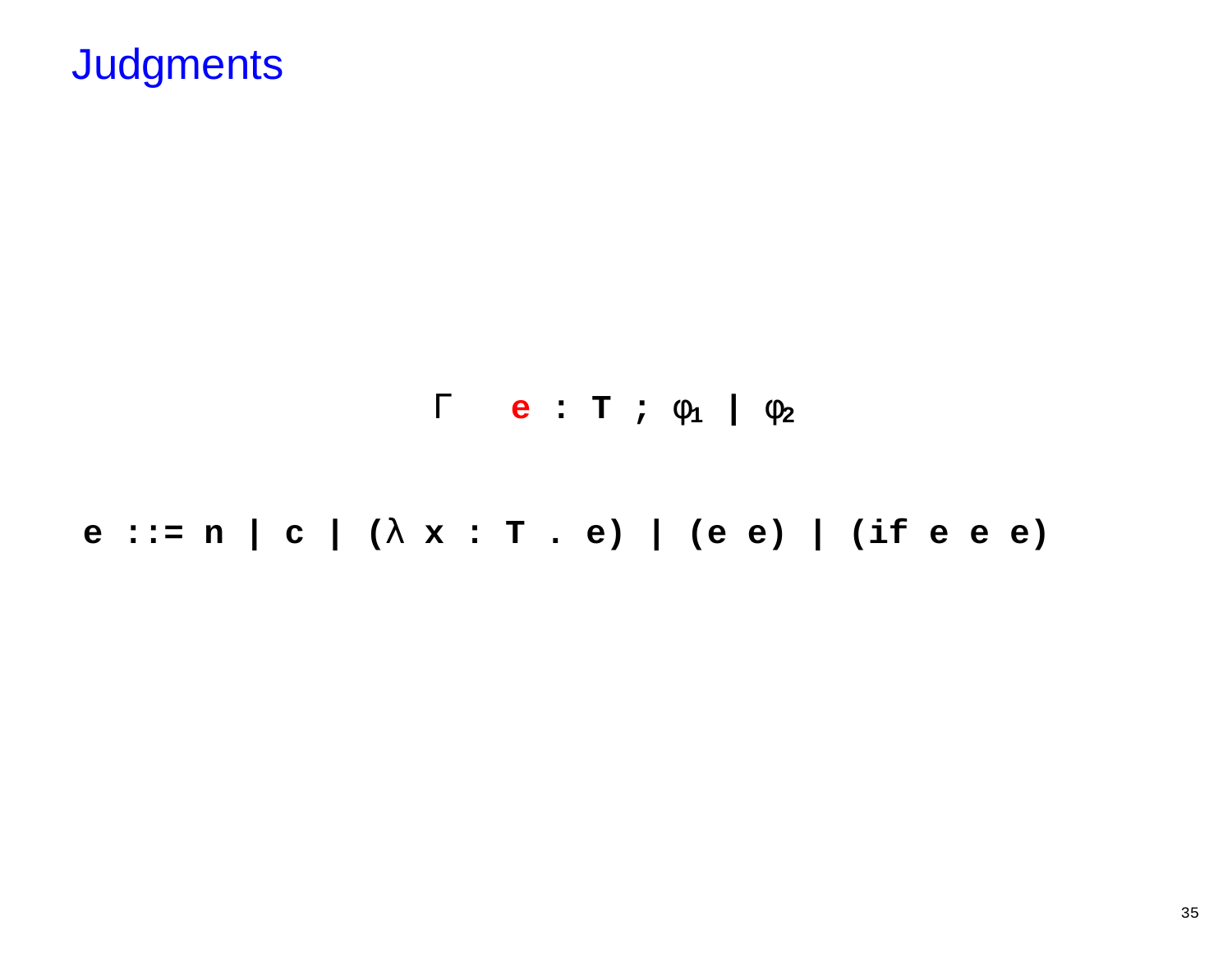# Judgments

$$\Gamma \quad e : T \; ; \; \varphi_1 \; | \; \varphi_2$$

```
e ::= n | c | (λ x : T . e) | (e e) | (if e e e)
```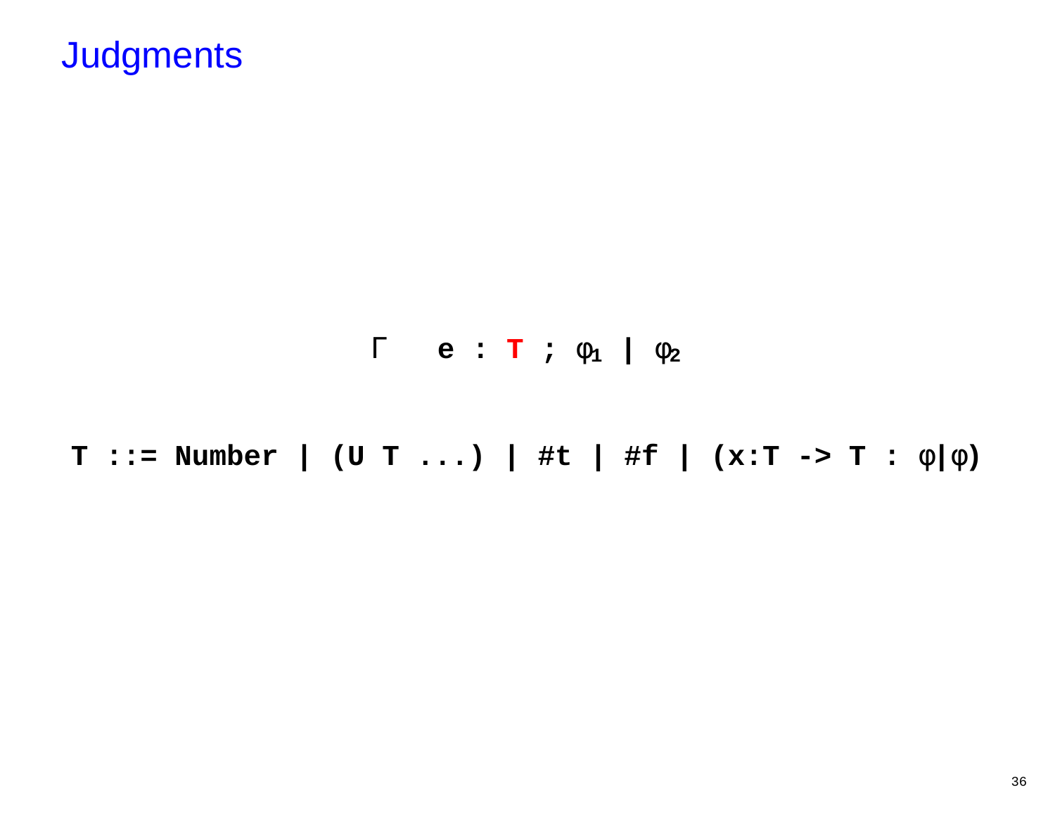# Judgments

$$\Gamma \quad e : T \; ; \; \varphi_1 \mid \varphi_2$$

```
T ::= Number | (U T ...) | #t | #f | (x:T -> T : φ|φ)
```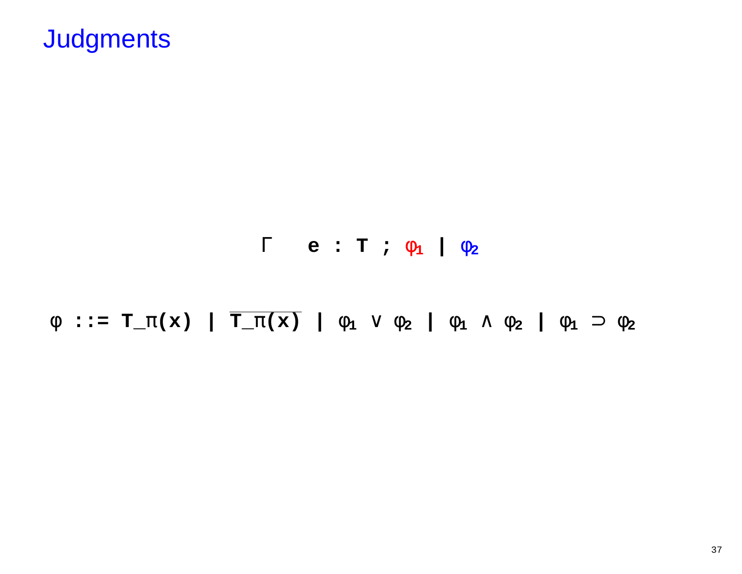# Judgments

$$\Gamma \quad e : T \;;\; \color{red}{\varphi_1} \;|\; \color{blue}{\varphi_2}$$

$$\varphi ::= T\_\pi(x) \;|\; \overline{T\_\pi(x)} \;|\; \varphi_1 \vee \varphi_2 \;|\; \varphi_1 \wedge \varphi_2 \;|\; \varphi_1 \supset \varphi_2$$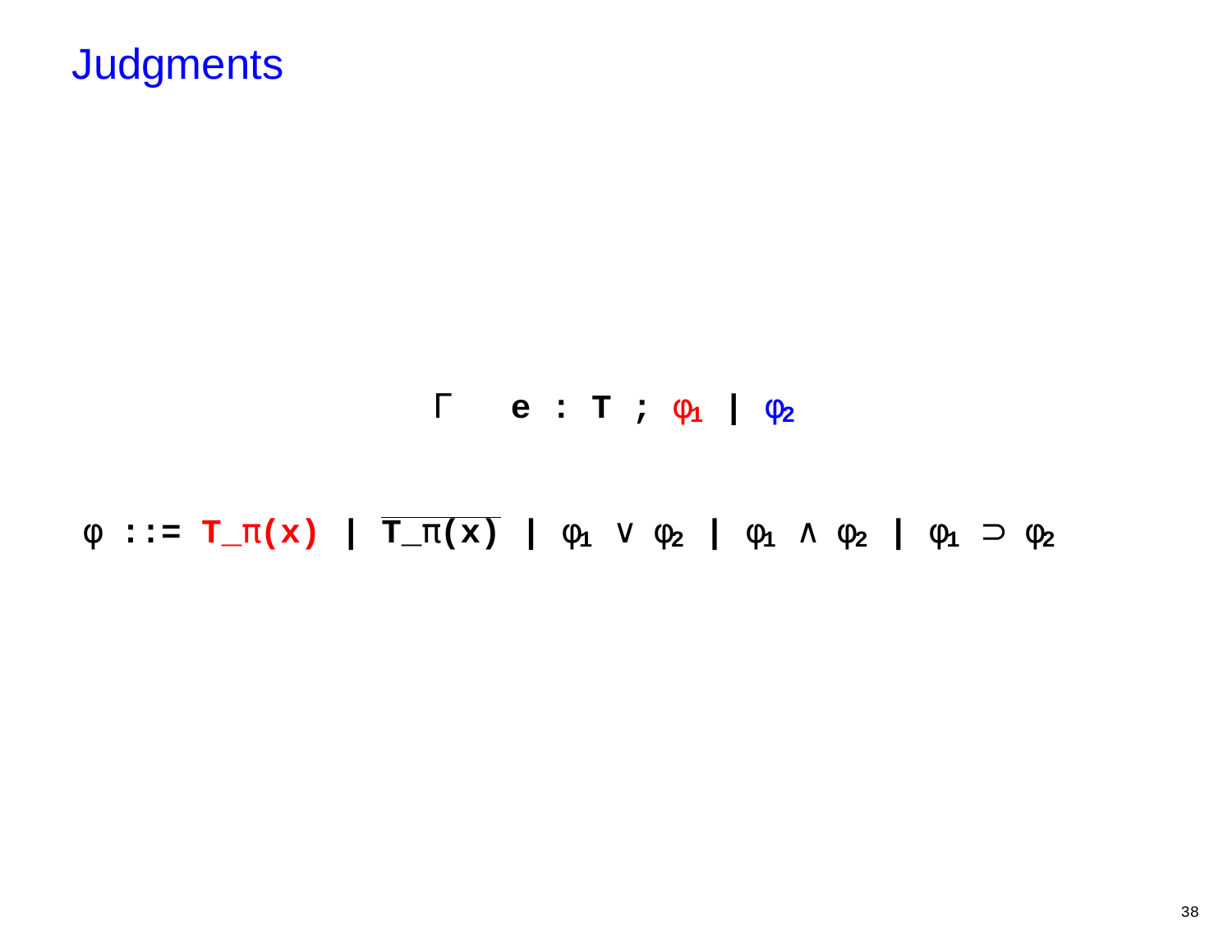# Judgments

$$\Gamma \quad e : T \; ; \; \varphi_1 \; | \; \varphi_2$$

$$\varphi ::= T\_\pi(x) \; | \; \overline{T\_\pi(x)} \; | \; \varphi_1 \lor \varphi_2 \; | \; \varphi_1 \land \varphi_2 \; | \; \varphi_1 \supset \varphi_2$$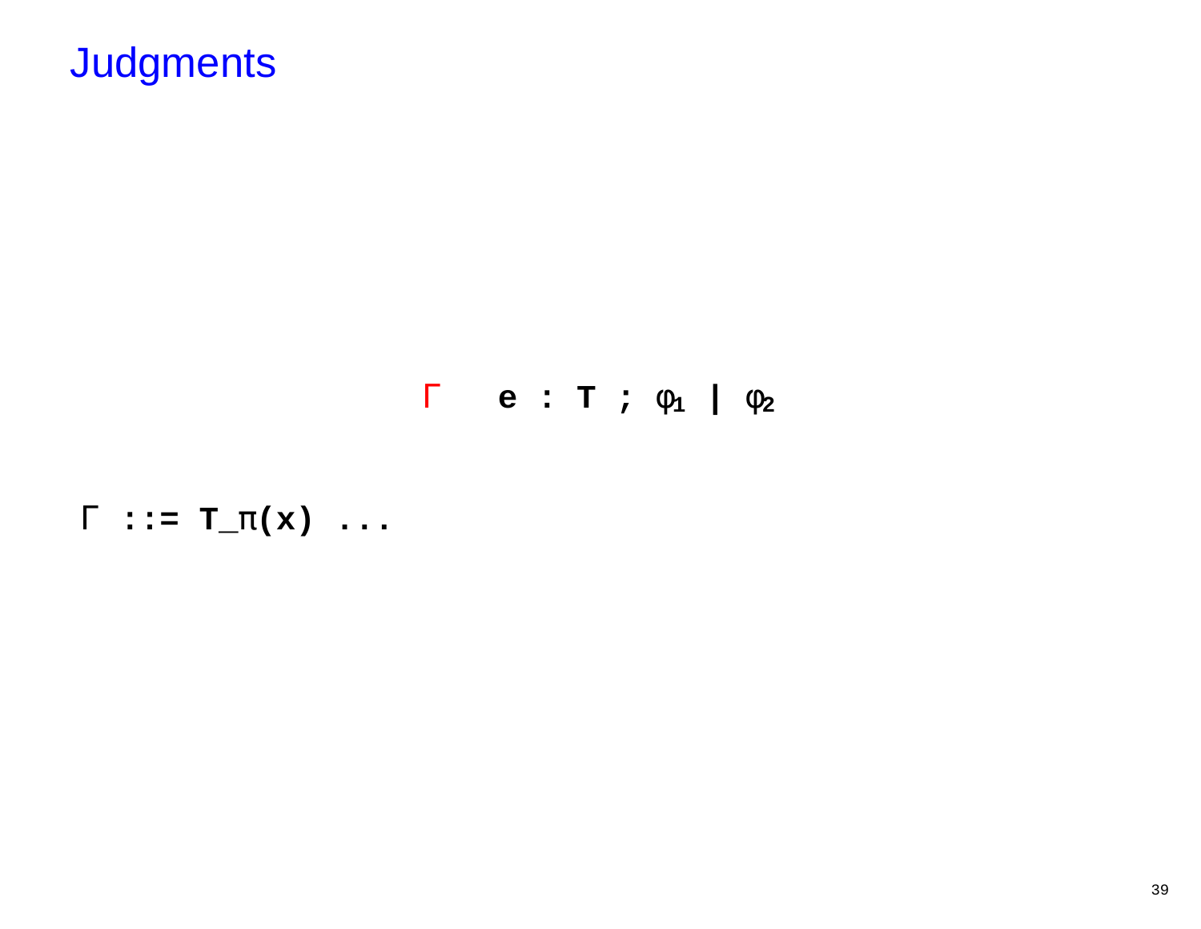# Judgments

$$\Gamma \quad e : T \;;\; \varphi_1 \mid \varphi_2$$

$\Gamma$ ::= T_π(x) ...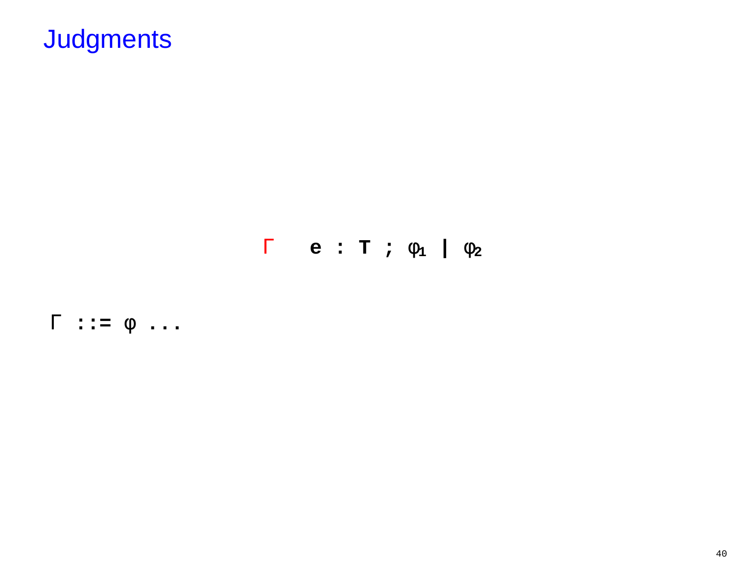# Judgments

$$\Gamma \quad e : T \; ; \; \varphi_1 \; | \; \varphi_2$$

$\Gamma$ ::= $\varphi$ ...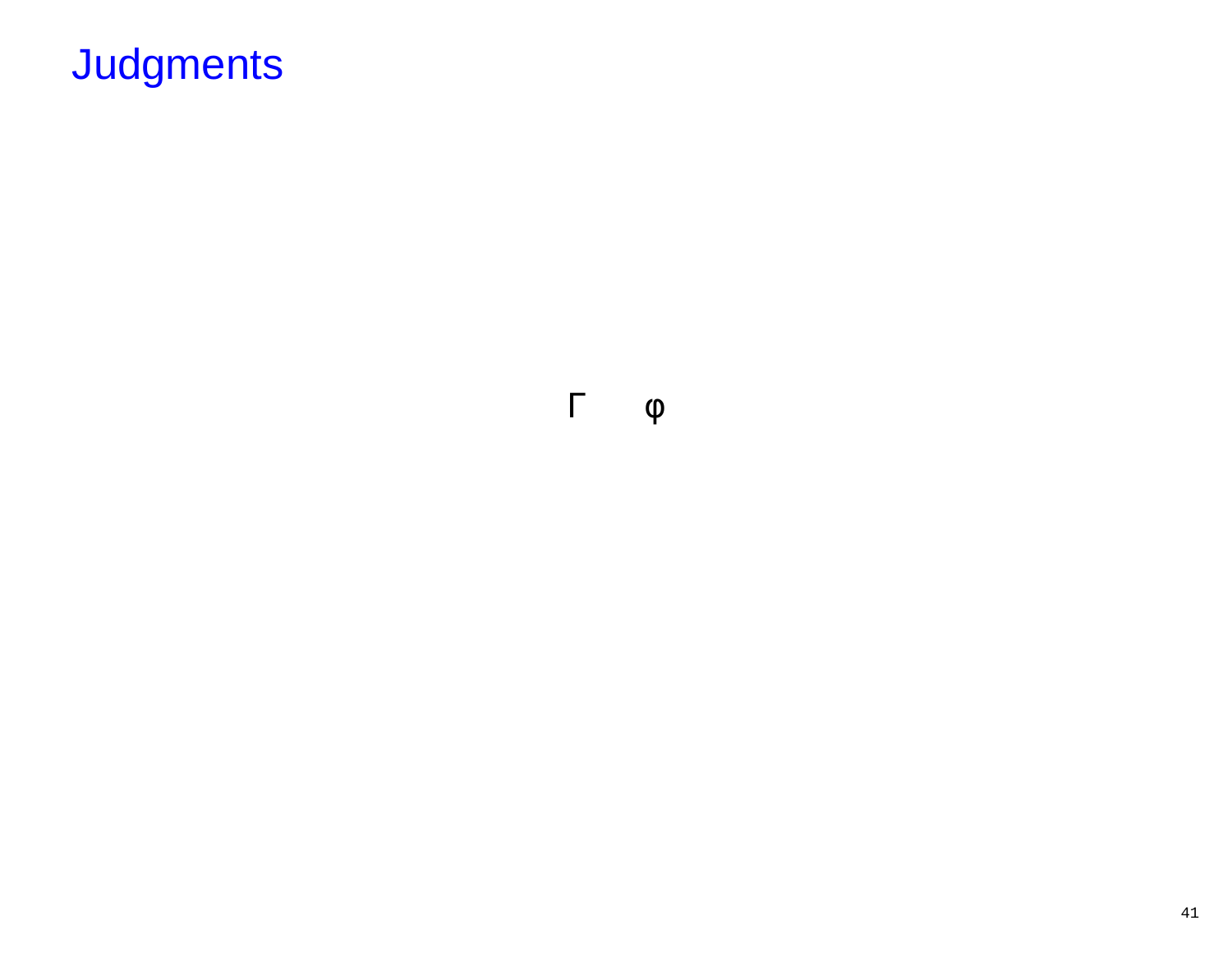# Judgments

$\Gamma \quad \varphi$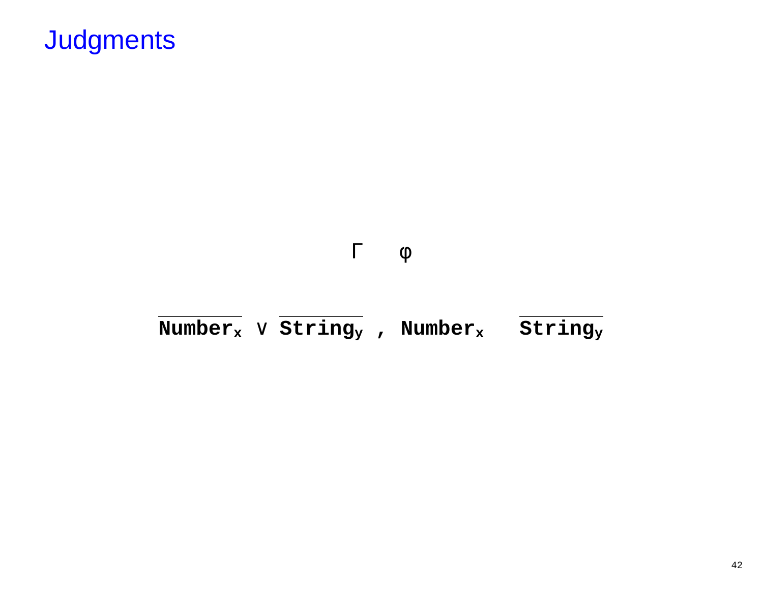# Judgments

$$\Gamma \quad \varphi$$

$$\overline{\mathbf{Number}_{\mathbf{x}}} \vee \overline{\mathbf{String}_{\mathbf{y}}} \text{ , } \mathbf{Number}_{\mathbf{x}} \quad \overline{\mathbf{String}_{\mathbf{y}}}$$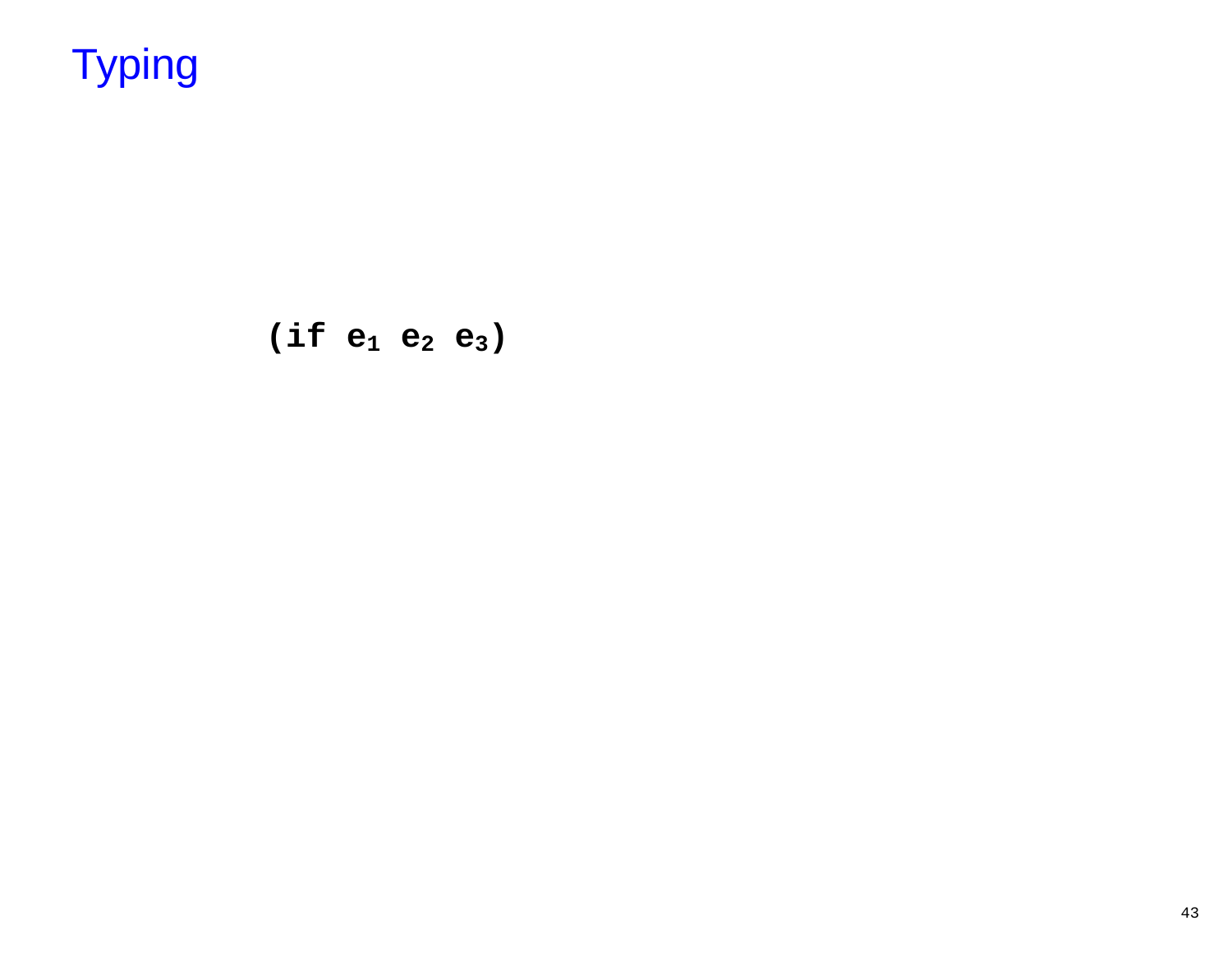# Typing

```
(if e₁ e₂ e₃)
```

# Typing

**(if $e_1$ $e_2$ $e_3$)**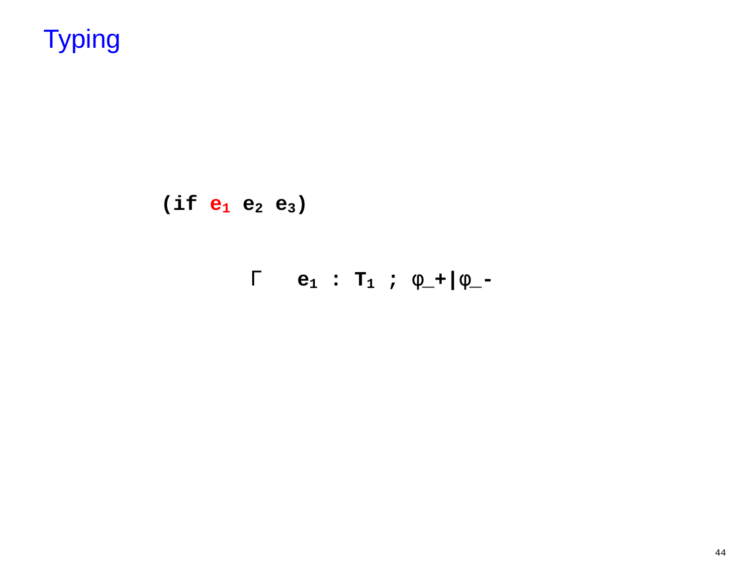# Typing

```
(if e₁ e₂ e₃)
```

```
Γ    e₁ : T₁ ; φ_+|φ_-
```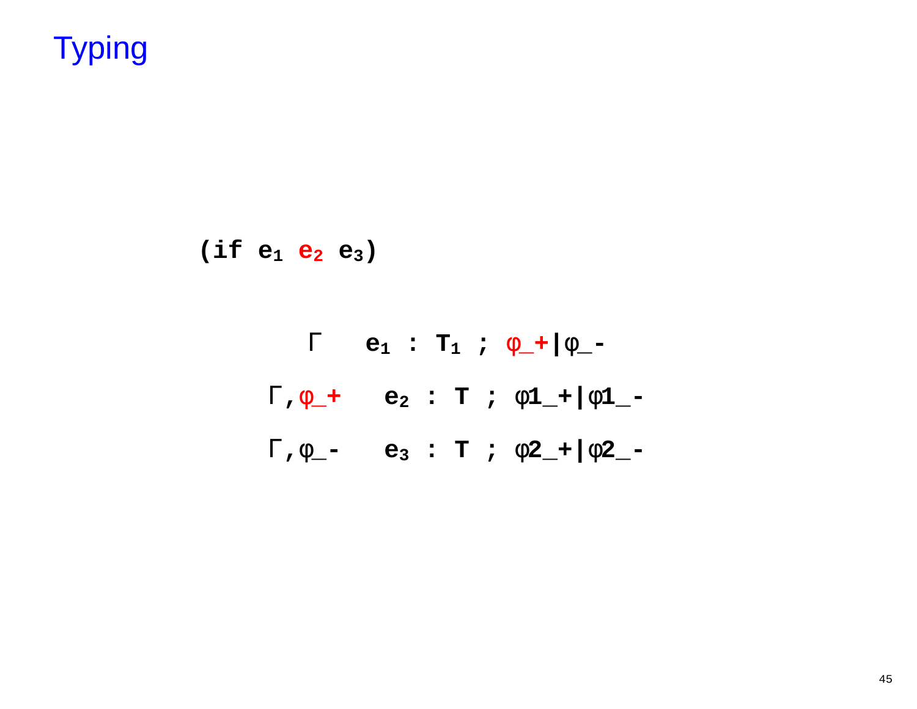# Typing

```
(if e1 e2 e3)
```

$$\Gamma \quad e_1 : T_1 \; ; \; \varphi\_+ | \varphi\_-$$

$$\Gamma, \varphi\_+ \quad e_2 : T \; ; \; \varphi 1\_+ | \varphi 1\_-$$

$$\Gamma, \varphi\_- \quad e_3 : T \; ; \; \varphi 2\_+ | \varphi 2\_-$$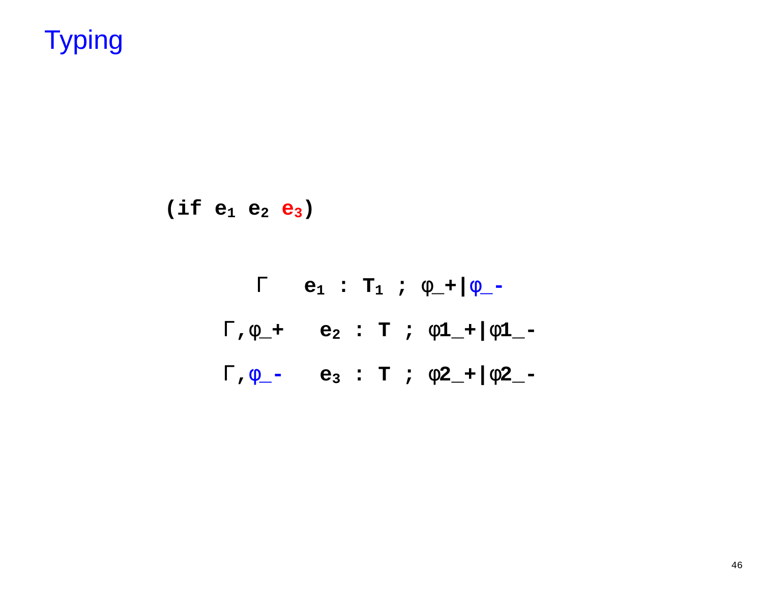# Typing

```
(if e1 e2 e3)
```

$$\Gamma \quad e_1 : T_1 \; ; \; \varphi\_+ | \varphi\_-$$

$$\Gamma, \varphi\_+ \quad e_2 : T \; ; \; \varphi1\_+ | \varphi1\_-$$

$$\Gamma, \varphi\_- \quad e_3 : T \; ; \; \varphi2\_+ | \varphi2\_-$$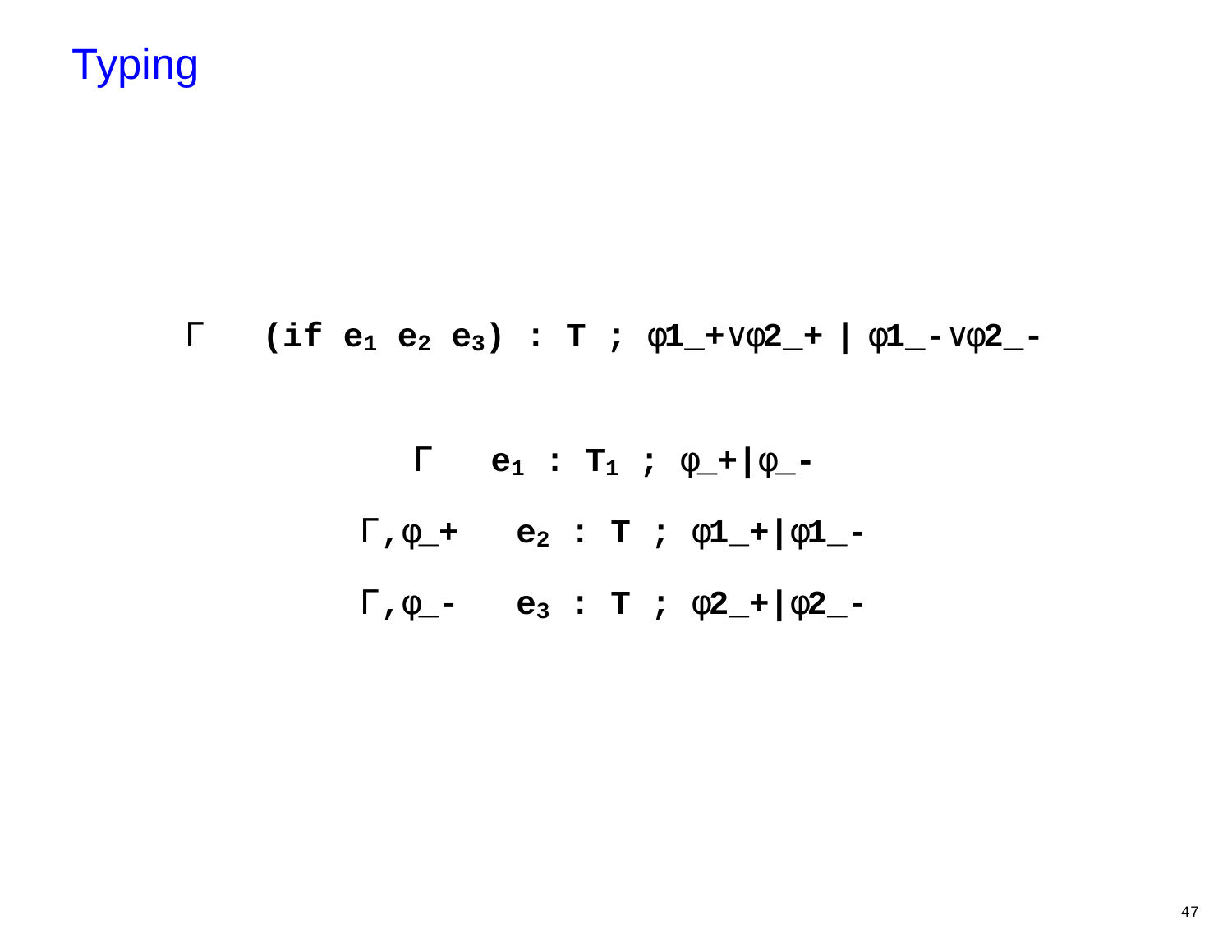# Typing

$$\Gamma \quad (\texttt{if}\ e_1\ e_2\ e_3) : T \ ; \ \varphi1\_+ \vee \varphi2\_+ \mid \varphi1\_- \vee \varphi2\_-$$

$$\Gamma \quad e_1 : T_1 \ ; \ \varphi\_+ \mid \varphi\_-$$

$$\Gamma, \varphi\_+ \quad e_2 : T \ ; \ \varphi1\_+ \mid \varphi1\_-$$

$$\Gamma, \varphi\_- \quad e_3 : T \ ; \ \varphi2\_+ \mid \varphi2\_-$$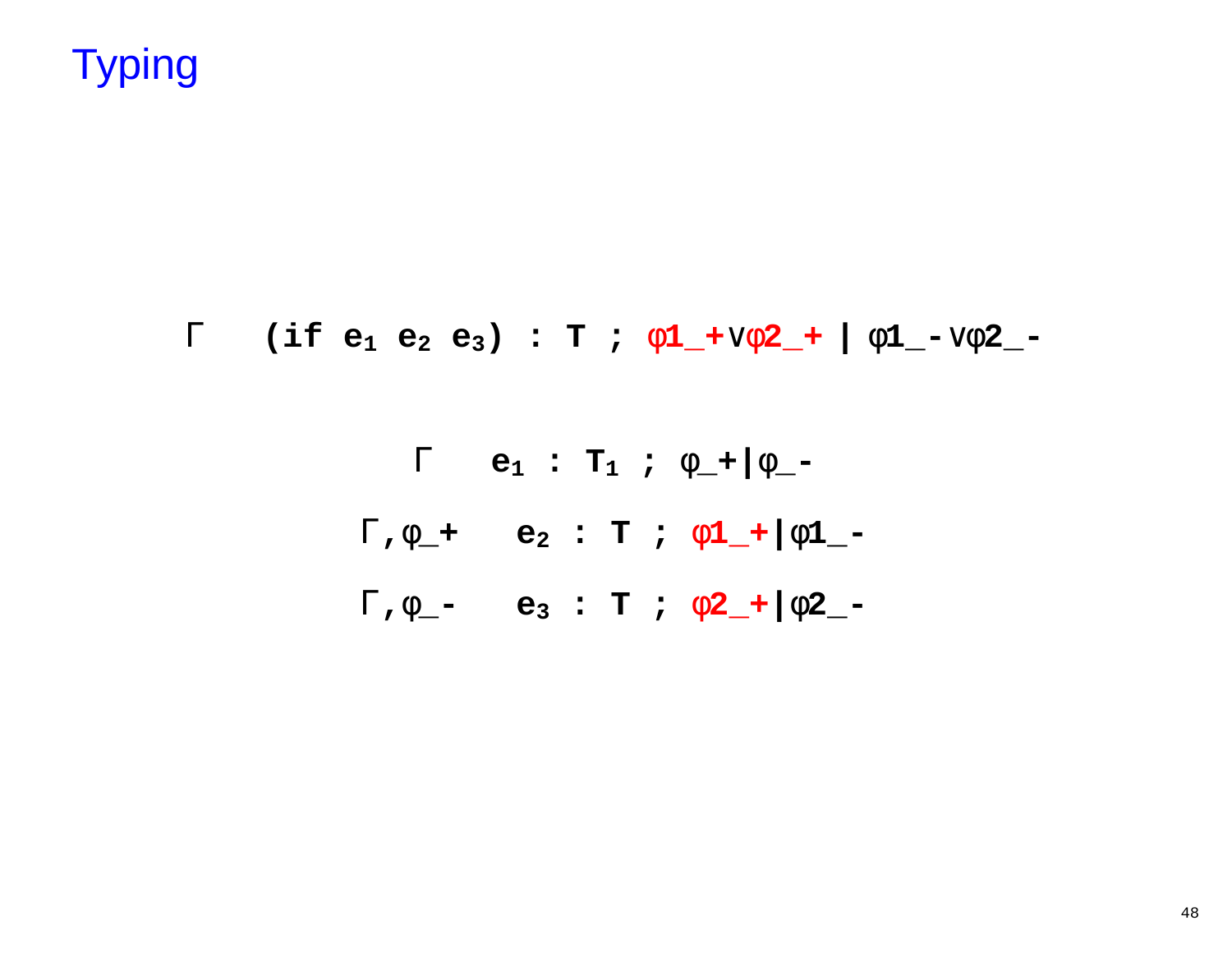# Typing

$$\Gamma \quad (\texttt{if } e_1\ e_2\ e_3) : T \ ;\ \varphi1\_+ \vee \varphi2\_+ \mid \varphi1\_- \vee \varphi2\_-$$

$$\Gamma \quad e_1 : T_1 \ ;\ \varphi\_+ \mid \varphi\_-$$

$$\Gamma, \varphi\_+ \quad e_2 : T \ ;\ \varphi1\_+ \mid \varphi1\_-$$

$$\Gamma, \varphi\_- \quad e_3 : T \ ;\ \varphi2\_+ \mid \varphi2\_-$$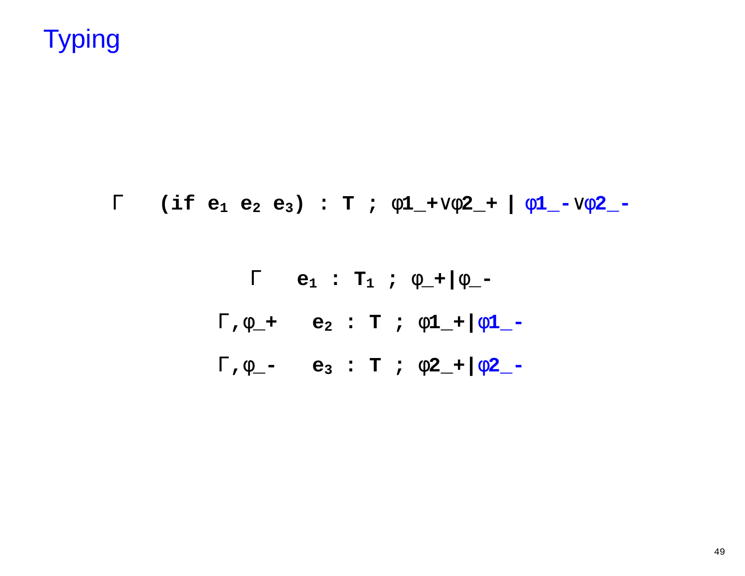# Typing

$$\Gamma \quad (\text{if } e_1\ e_2\ e_3) : T\ ;\ \varphi1\_+ \vee \varphi2\_+ \mid \varphi1\_- \vee \varphi2\_-$$

$$\Gamma \quad e_1 : T_1\ ;\ \varphi\_+ \mid \varphi\_-$$

$$\Gamma, \varphi\_+ \quad e_2 : T\ ;\ \varphi1\_+ \mid \varphi1\_-$$

$$\Gamma, \varphi\_- \quad e_3 : T\ ;\ \varphi2\_+ \mid \varphi2\_-$$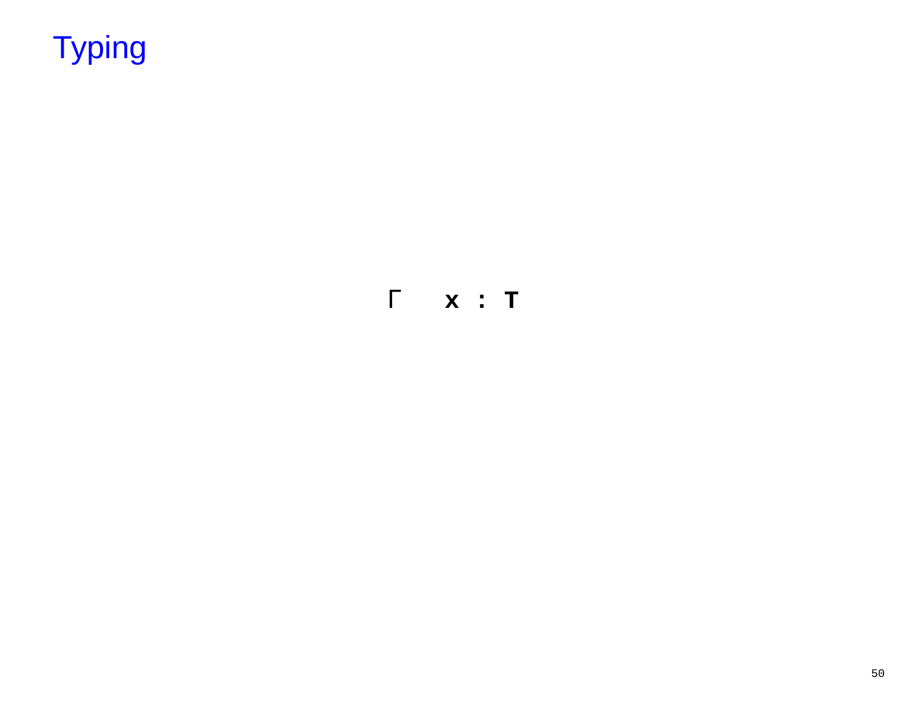# Typing

$$\Gamma \quad x : T$$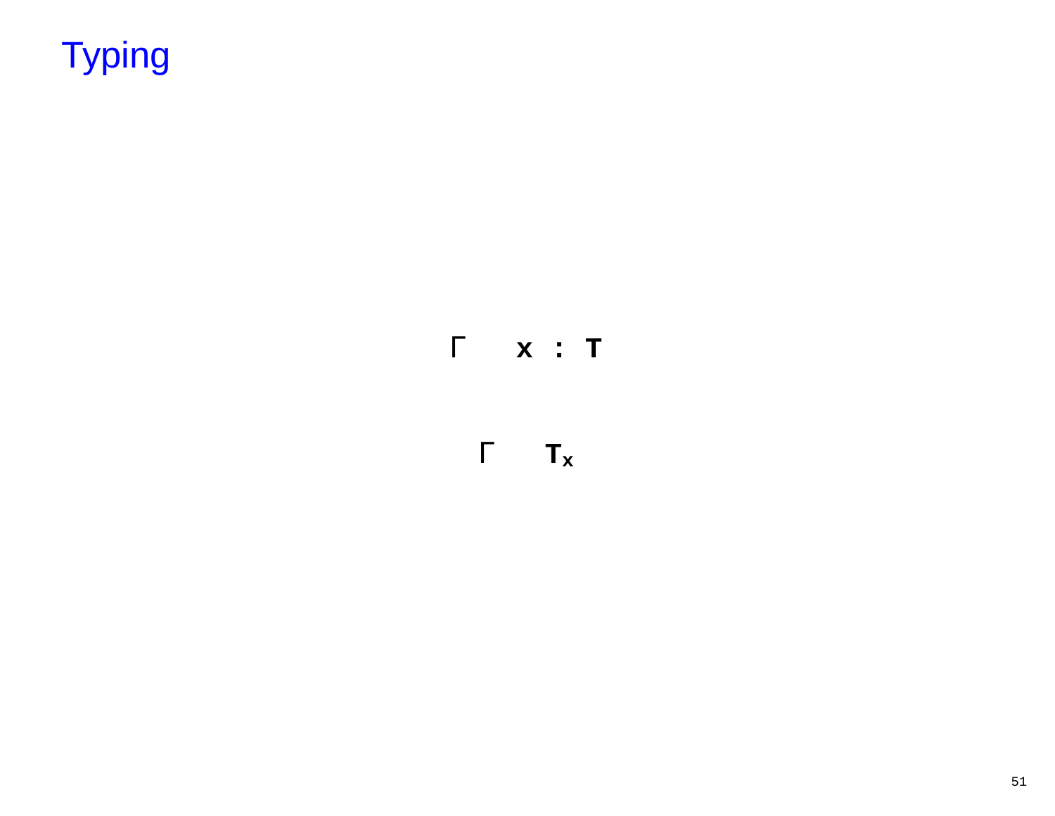# Typing

$$\Gamma \quad x : T$$

$$\Gamma \quad T_x$$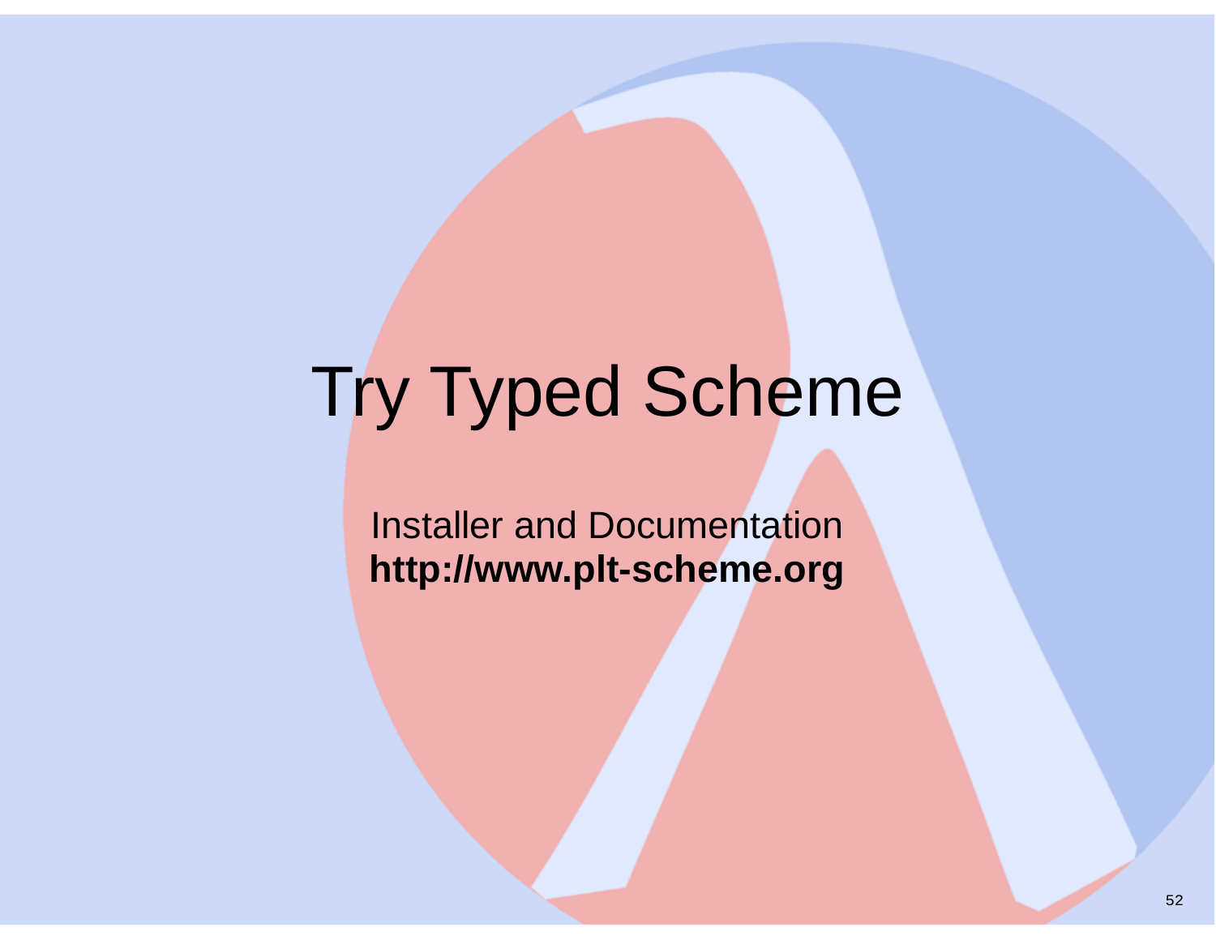# Try Typed Scheme

Installer and Documentation
**http://www.plt-scheme.org**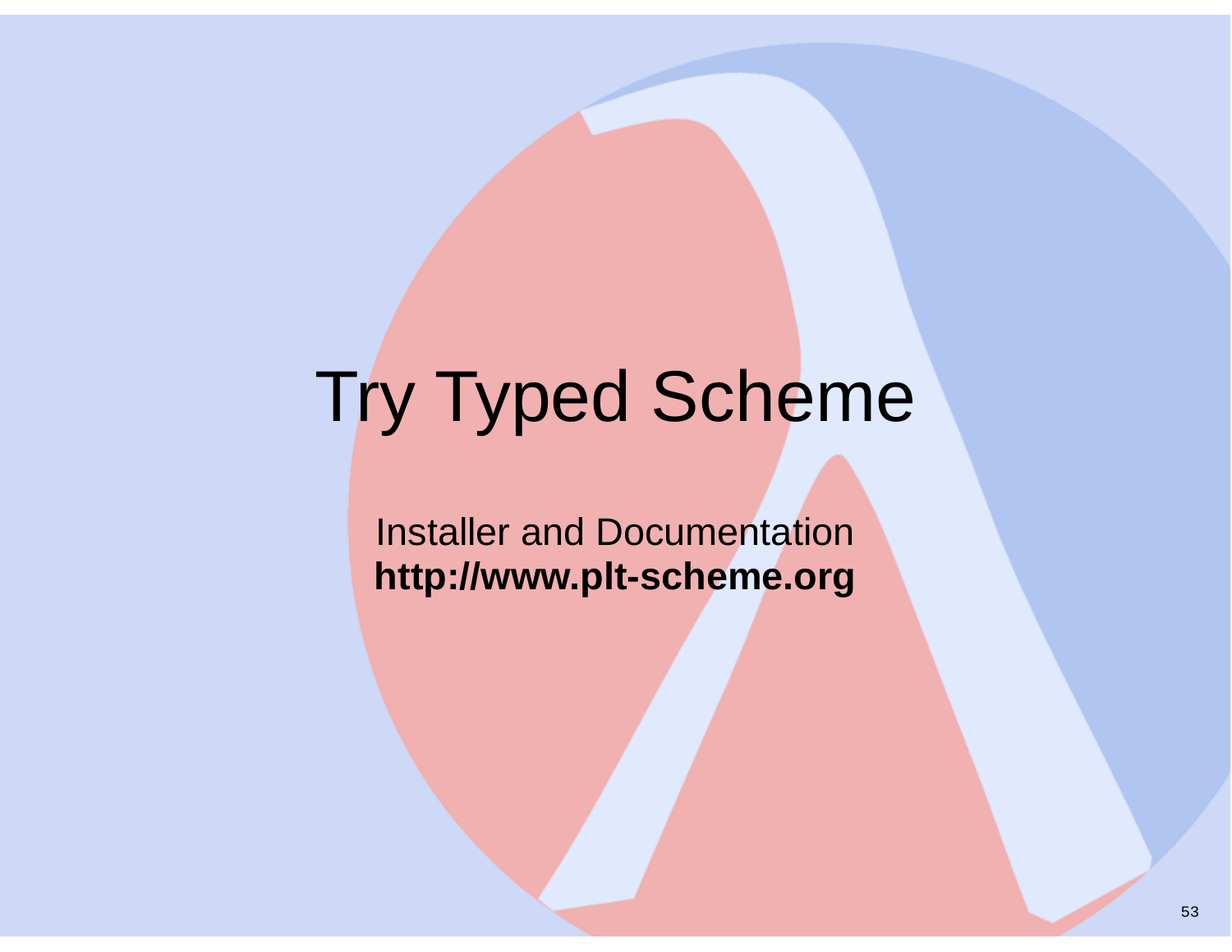# Try Typed Scheme

Installer and Documentation
**http://www.plt-scheme.org**